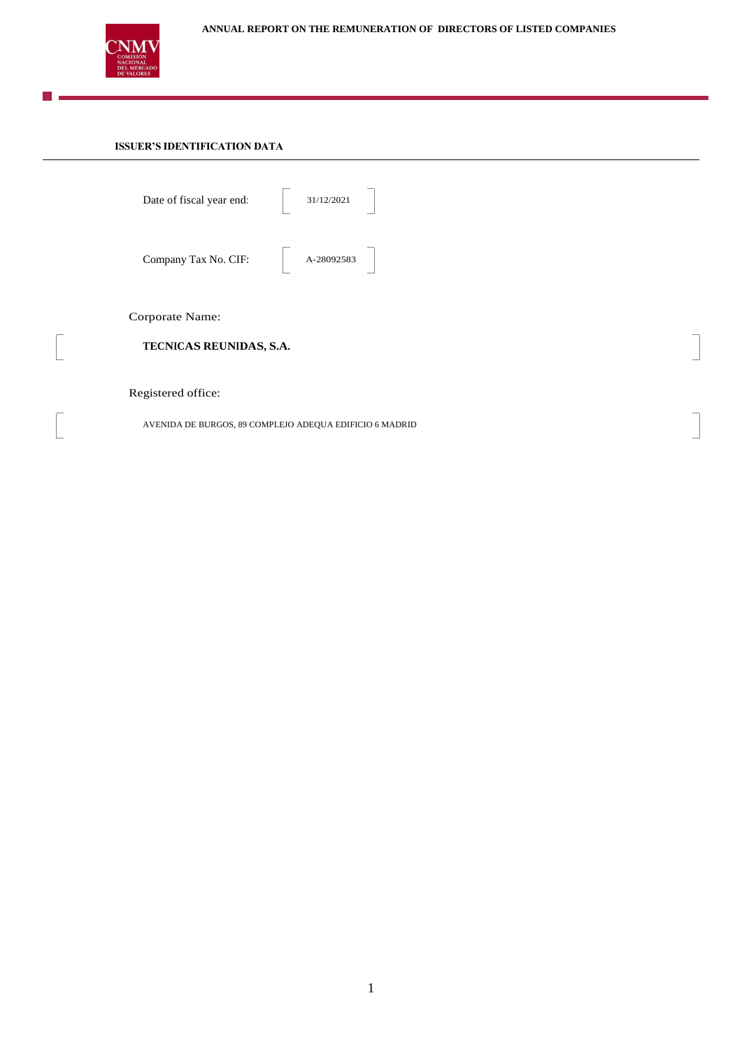# ANNUAL REPORT ON THE REMUNERATION OF DIRECTORS OF LISTED COMPANIES

## ISSUER'S IDENTIFICATION DATA

Date of fiscal year end: 31/12/2021

Company Tax No. CIF: A-28092583

Corporate Name:

**TECNICAS REUNIDAS, S.A.**

Registered office:

AVENIDA DE BURGOS, 89 COMPLEJO ADEQUA EDIFICIO 6 MADRID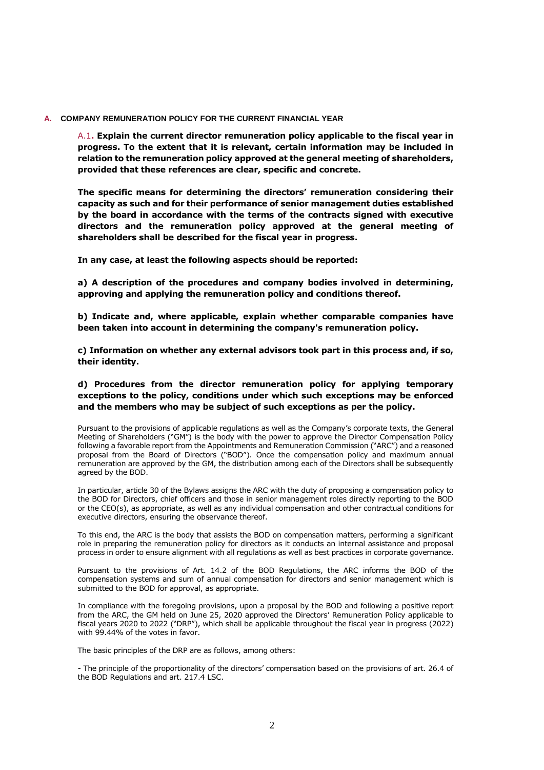## A. COMPANY REMUNERATION POLICY FOR THE CURRENT FINANCIAL YEAR

A.1. **Explain the current director remuneration policy applicable to the fiscal year in progress. To the extent that it is relevant, certain information may be included in relation to the remuneration policy approved at the general meeting of shareholders, provided that these references are clear, specific and concrete.**

**The specific means for determining the directors' remuneration considering their capacity as such and for their performance of senior management duties established by the board in accordance with the terms of the contracts signed with executive directors and the remuneration policy approved at the general meeting of shareholders shall be described for the fiscal year in progress.**

**In any case, at least the following aspects should be reported:**

**a) A description of the procedures and company bodies involved in determining, approving and applying the remuneration policy and conditions thereof.**

**b) Indicate and, where applicable, explain whether comparable companies have been taken into account in determining the company's remuneration policy.**

**c) Information on whether any external advisors took part in this process and, if so, their identity.**

**d) Procedures from the director remuneration policy for applying temporary exceptions to the policy, conditions under which such exceptions may be enforced and the members who may be subject of such exceptions as per the policy.**

Pursuant to the provisions of applicable regulations as well as the Company's corporate texts, the General Meeting of Shareholders ("GM") is the body with the power to approve the Director Compensation Policy following a favorable report from the Appointments and Remuneration Commission ("ARC") and a reasoned proposal from the Board of Directors ("BOD"). Once the compensation policy and maximum annual remuneration are approved by the GM, the distribution among each of the Directors shall be subsequently agreed by the BOD.

In particular, article 30 of the Bylaws assigns the ARC with the duty of proposing a compensation policy to the BOD for Directors, chief officers and those in senior management roles directly reporting to the BOD or the CEO(s), as appropriate, as well as any individual compensation and other contractual conditions for executive directors, ensuring the observance thereof.

To this end, the ARC is the body that assists the BOD on compensation matters, performing a significant role in preparing the remuneration policy for directors as it conducts an internal assistance and proposal process in order to ensure alignment with all regulations as well as best practices in corporate governance.

Pursuant to the provisions of Art. 14.2 of the BOD Regulations, the ARC informs the BOD of the compensation systems and sum of annual compensation for directors and senior management which is submitted to the BOD for approval, as appropriate.

In compliance with the foregoing provisions, upon a proposal by the BOD and following a positive report from the ARC, the GM held on June 25, 2020 approved the Directors' Remuneration Policy applicable to fiscal years 2020 to 2022 ("DRP"), which shall be applicable throughout the fiscal year in progress (2022) with 99.44% of the votes in favor.

The basic principles of the DRP are as follows, among others:

- The principle of the proportionality of the directors' compensation based on the provisions of art. 26.4 of the BOD Regulations and art. 217.4 LSC.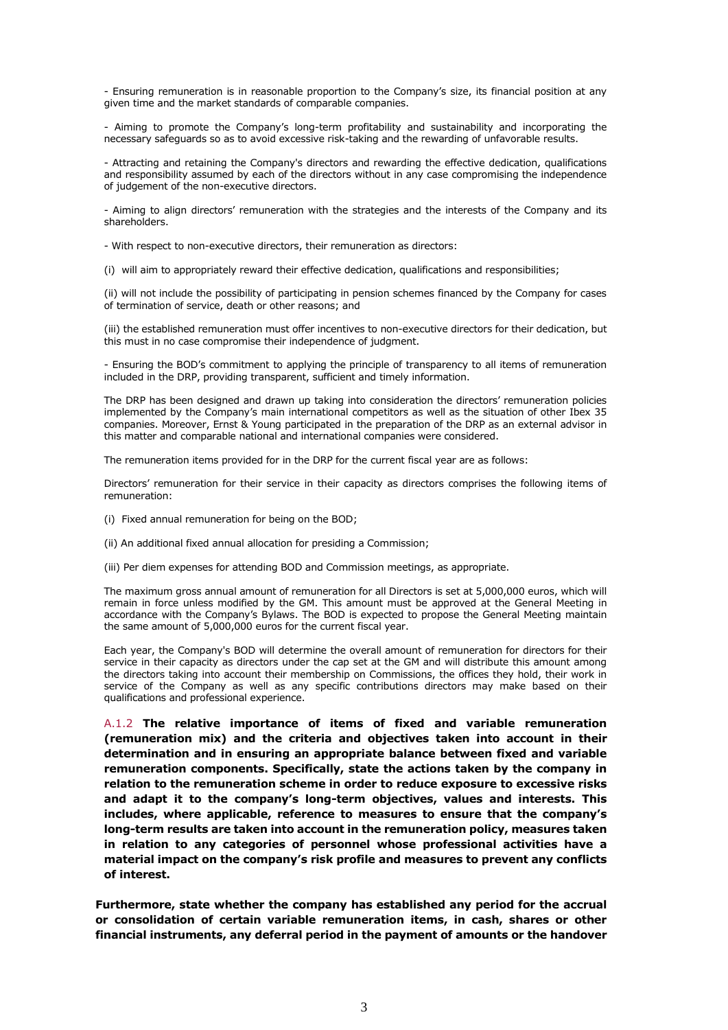- Ensuring remuneration is in reasonable proportion to the Company's size, its financial position at any given time and the market standards of comparable companies.

- Aiming to promote the Company's long-term profitability and sustainability and incorporating the necessary safeguards so as to avoid excessive risk-taking and the rewarding of unfavorable results.

- Attracting and retaining the Company's directors and rewarding the effective dedication, qualifications and responsibility assumed by each of the directors without in any case compromising the independence of judgement of the non-executive directors.

- Aiming to align directors' remuneration with the strategies and the interests of the Company and its shareholders.

- With respect to non-executive directors, their remuneration as directors:

(i) will aim to appropriately reward their effective dedication, qualifications and responsibilities;

(ii) will not include the possibility of participating in pension schemes financed by the Company for cases of termination of service, death or other reasons; and

(iii) the established remuneration must offer incentives to non-executive directors for their dedication, but this must in no case compromise their independence of judgment.

- Ensuring the BOD's commitment to applying the principle of transparency to all items of remuneration included in the DRP, providing transparent, sufficient and timely information.

The DRP has been designed and drawn up taking into consideration the directors' remuneration policies implemented by the Company's main international competitors as well as the situation of other Ibex 35 companies. Moreover, Ernst & Young participated in the preparation of the DRP as an external advisor in this matter and comparable national and international companies were considered.

The remuneration items provided for in the DRP for the current fiscal year are as follows:

Directors' remuneration for their service in their capacity as directors comprises the following items of remuneration:

(i) Fixed annual remuneration for being on the BOD;

(ii) An additional fixed annual allocation for presiding a Commission;

(iii) Per diem expenses for attending BOD and Commission meetings, as appropriate.

The maximum gross annual amount of remuneration for all Directors is set at 5,000,000 euros, which will remain in force unless modified by the GM. This amount must be approved at the General Meeting in accordance with the Company's Bylaws. The BOD is expected to propose the General Meeting maintain the same amount of 5,000,000 euros for the current fiscal year.

Each year, the Company's BOD will determine the overall amount of remuneration for directors for their service in their capacity as directors under the cap set at the GM and will distribute this amount among the directors taking into account their membership on Commissions, the offices they hold, their work in service of the Company as well as any specific contributions directors may make based on their qualifications and professional experience.

A.1.2 **The relative importance of items of fixed and variable remuneration (remuneration mix) and the criteria and objectives taken into account in their determination and in ensuring an appropriate balance between fixed and variable remuneration components. Specifically, state the actions taken by the company in relation to the remuneration scheme in order to reduce exposure to excessive risks and adapt it to the company's long-term objectives, values and interests. This includes, where applicable, reference to measures to ensure that the company's long-term results are taken into account in the remuneration policy, measures taken in relation to any categories of personnel whose professional activities have a material impact on the company's risk profile and measures to prevent any conflicts of interest.**

**Furthermore, state whether the company has established any period for the accrual or consolidation of certain variable remuneration items, in cash, shares or other financial instruments, any deferral period in the payment of amounts or the handover**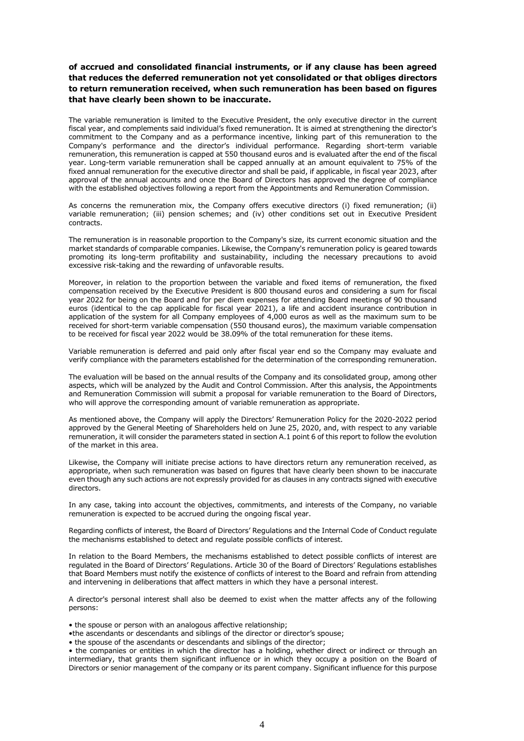**of accrued and consolidated financial instruments, or if any clause has been agreed that reduces the deferred remuneration not yet consolidated or that obliges directors to return remuneration received, when such remuneration has been based on figures that have clearly been shown to be inaccurate.**

The variable remuneration is limited to the Executive President, the only executive director in the current fiscal year, and complements said individual's fixed remuneration. It is aimed at strengthening the director's commitment to the Company and as a performance incentive, linking part of this remuneration to the Company's performance and the director's individual performance. Regarding short-term variable remuneration, this remuneration is capped at 550 thousand euros and is evaluated after the end of the fiscal year. Long-term variable remuneration shall be capped annually at an amount equivalent to 75% of the fixed annual remuneration for the executive director and shall be paid, if applicable, in fiscal year 2023, after approval of the annual accounts and once the Board of Directors has approved the degree of compliance with the established objectives following a report from the Appointments and Remuneration Commission.

As concerns the remuneration mix, the Company offers executive directors (i) fixed remuneration; (ii) variable remuneration; (iii) pension schemes; and (iv) other conditions set out in Executive President contracts.

The remuneration is in reasonable proportion to the Company's size, its current economic situation and the market standards of comparable companies. Likewise, the Company's remuneration policy is geared towards promoting its long-term profitability and sustainability, including the necessary precautions to avoid excessive risk-taking and the rewarding of unfavorable results.

Moreover, in relation to the proportion between the variable and fixed items of remuneration, the fixed compensation received by the Executive President is 800 thousand euros and considering a sum for fiscal year 2022 for being on the Board and for per diem expenses for attending Board meetings of 90 thousand euros (identical to the cap applicable for fiscal year 2021), a life and accident insurance contribution in application of the system for all Company employees of 4,000 euros as well as the maximum sum to be received for short-term variable compensation (550 thousand euros), the maximum variable compensation to be received for fiscal year 2022 would be 38.09% of the total remuneration for these items.

Variable remuneration is deferred and paid only after fiscal year end so the Company may evaluate and verify compliance with the parameters established for the determination of the corresponding remuneration.

The evaluation will be based on the annual results of the Company and its consolidated group, among other aspects, which will be analyzed by the Audit and Control Commission. After this analysis, the Appointments and Remuneration Commission will submit a proposal for variable remuneration to the Board of Directors, who will approve the corresponding amount of variable remuneration as appropriate.

As mentioned above, the Company will apply the Directors' Remuneration Policy for the 2020-2022 period approved by the General Meeting of Shareholders held on June 25, 2020, and, with respect to any variable remuneration, it will consider the parameters stated in section A.1 point 6 of this report to follow the evolution of the market in this area.

Likewise, the Company will initiate precise actions to have directors return any remuneration received, as appropriate, when such remuneration was based on figures that have clearly been shown to be inaccurate even though any such actions are not expressly provided for as clauses in any contracts signed with executive directors.

In any case, taking into account the objectives, commitments, and interests of the Company, no variable remuneration is expected to be accrued during the ongoing fiscal year.

Regarding conflicts of interest, the Board of Directors' Regulations and the Internal Code of Conduct regulate the mechanisms established to detect and regulate possible conflicts of interest.

In relation to the Board Members, the mechanisms established to detect possible conflicts of interest are regulated in the Board of Directors' Regulations. Article 30 of the Board of Directors' Regulations establishes that Board Members must notify the existence of conflicts of interest to the Board and refrain from attending and intervening in deliberations that affect matters in which they have a personal interest.

A director's personal interest shall also be deemed to exist when the matter affects any of the following persons:

- the spouse or person with an analogous affective relationship;
- the ascendants or descendants and siblings of the director or director's spouse;
- the spouse of the ascendants or descendants and siblings of the director;
- the companies or entities in which the director has a holding, whether direct or indirect or through an intermediary, that grants them significant influence or in which they occupy a position on the Board of Directors or senior management of the company or its parent company. Significant influence for this purpose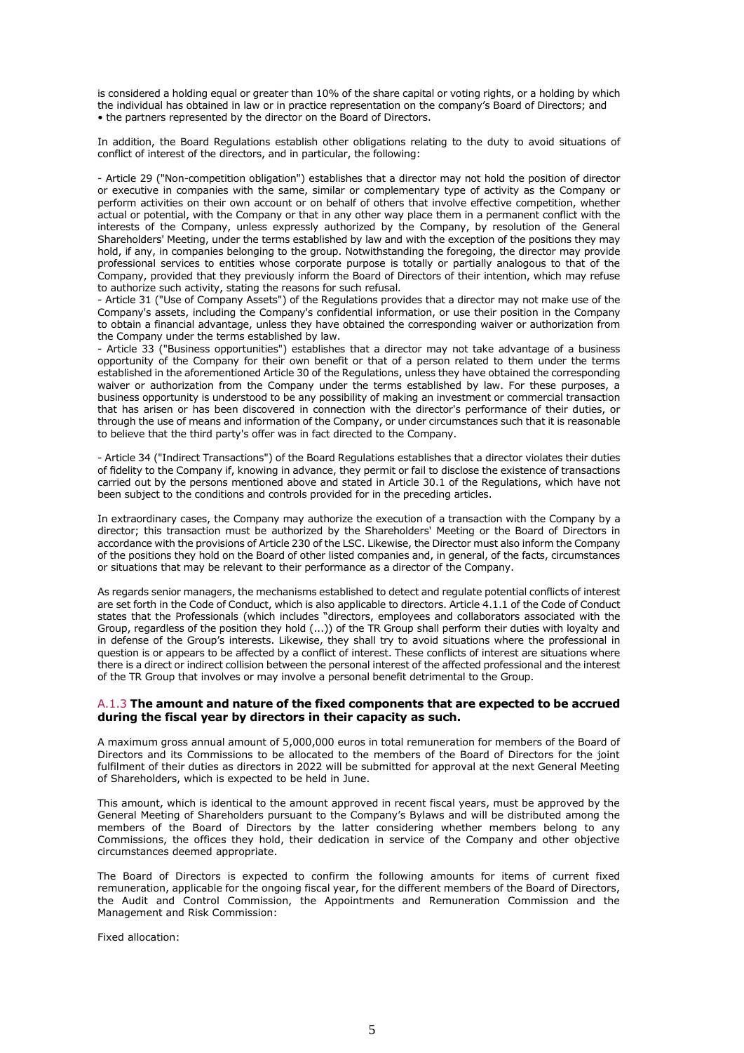is considered a holding equal or greater than 10% of the share capital or voting rights, or a holding by which the individual has obtained in law or in practice representation on the company's Board of Directors; and
• the partners represented by the director on the Board of Directors.

In addition, the Board Regulations establish other obligations relating to the duty to avoid situations of conflict of interest of the directors, and in particular, the following:

- Article 29 ("Non-competition obligation") establishes that a director may not hold the position of director or executive in companies with the same, similar or complementary type of activity as the Company or perform activities on their own account or on behalf of others that involve effective competition, whether actual or potential, with the Company or that in any other way place them in a permanent conflict with the interests of the Company, unless expressly authorized by the Company, by resolution of the General Shareholders' Meeting, under the terms established by law and with the exception of the positions they may hold, if any, in companies belonging to the group. Notwithstanding the foregoing, the director may provide professional services to entities whose corporate purpose is totally or partially analogous to that of the Company, provided that they previously inform the Board of Directors of their intention, which may refuse to authorize such activity, stating the reasons for such refusal.
- Article 31 ("Use of Company Assets") of the Regulations provides that a director may not make use of the Company's assets, including the Company's confidential information, or use their position in the Company to obtain a financial advantage, unless they have obtained the corresponding waiver or authorization from the Company under the terms established by law.
- Article 33 ("Business opportunities") establishes that a director may not take advantage of a business opportunity of the Company for their own benefit or that of a person related to them under the terms established in the aforementioned Article 30 of the Regulations, unless they have obtained the corresponding waiver or authorization from the Company under the terms established by law. For these purposes, a business opportunity is understood to be any possibility of making an investment or commercial transaction that has arisen or has been discovered in connection with the director's performance of their duties, or through the use of means and information of the Company, or under circumstances such that it is reasonable to believe that the third party's offer was in fact directed to the Company.

- Article 34 ("Indirect Transactions") of the Board Regulations establishes that a director violates their duties of fidelity to the Company if, knowing in advance, they permit or fail to disclose the existence of transactions carried out by the persons mentioned above and stated in Article 30.1 of the Regulations, which have not been subject to the conditions and controls provided for in the preceding articles.

In extraordinary cases, the Company may authorize the execution of a transaction with the Company by a director; this transaction must be authorized by the Shareholders' Meeting or the Board of Directors in accordance with the provisions of Article 230 of the LSC. Likewise, the Director must also inform the Company of the positions they hold on the Board of other listed companies and, in general, of the facts, circumstances or situations that may be relevant to their performance as a director of the Company.

As regards senior managers, the mechanisms established to detect and regulate potential conflicts of interest are set forth in the Code of Conduct, which is also applicable to directors. Article 4.1.1 of the Code of Conduct states that the Professionals (which includes "directors, employees and collaborators associated with the Group, regardless of the position they hold (...)) of the TR Group shall perform their duties with loyalty and in defense of the Group's interests. Likewise, they shall try to avoid situations where the professional in question is or appears to be affected by a conflict of interest. These conflicts of interest are situations where there is a direct or indirect collision between the personal interest of the affected professional and the interest of the TR Group that involves or may involve a personal benefit detrimental to the Group.

### A.1.3 The amount and nature of the fixed components that are expected to be accrued during the fiscal year by directors in their capacity as such.

A maximum gross annual amount of 5,000,000 euros in total remuneration for members of the Board of Directors and its Commissions to be allocated to the members of the Board of Directors for the joint fulfilment of their duties as directors in 2022 will be submitted for approval at the next General Meeting of Shareholders, which is expected to be held in June.

This amount, which is identical to the amount approved in recent fiscal years, must be approved by the General Meeting of Shareholders pursuant to the Company's Bylaws and will be distributed among the members of the Board of Directors by the latter considering whether members belong to any Commissions, the offices they hold, their dedication in service of the Company and other objective circumstances deemed appropriate.

The Board of Directors is expected to confirm the following amounts for items of current fixed remuneration, applicable for the ongoing fiscal year, for the different members of the Board of Directors, the Audit and Control Commission, the Appointments and Remuneration Commission and the Management and Risk Commission:

Fixed allocation: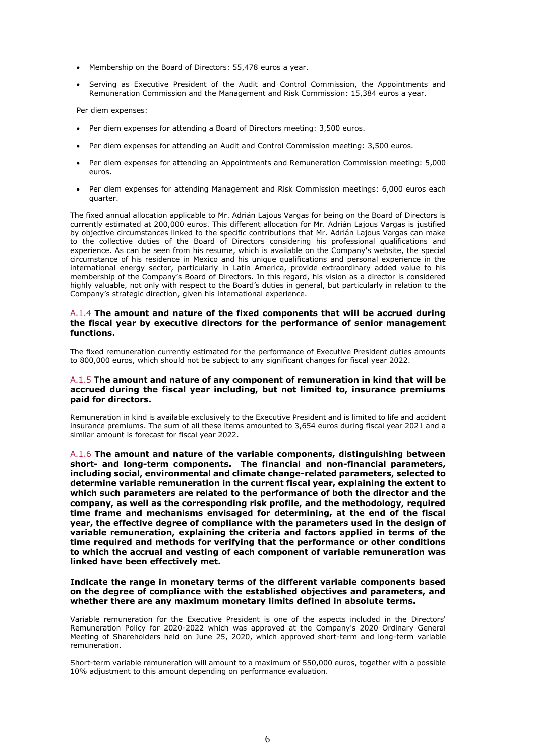- Membership on the Board of Directors: 55,478 euros a year.
- Serving as Executive President of the Audit and Control Commission, the Appointments and Remuneration Commission and the Management and Risk Commission: 15,384 euros a year.

Per diem expenses:

- Per diem expenses for attending a Board of Directors meeting: 3,500 euros.
- Per diem expenses for attending an Audit and Control Commission meeting: 3,500 euros.
- Per diem expenses for attending an Appointments and Remuneration Commission meeting: 5,000 euros.
- Per diem expenses for attending Management and Risk Commission meetings: 6,000 euros each quarter.

The fixed annual allocation applicable to Mr. Adrián Lajous Vargas for being on the Board of Directors is currently estimated at 200,000 euros. This different allocation for Mr. Adrián Lajous Vargas is justified by objective circumstances linked to the specific contributions that Mr. Adrián Lajous Vargas can make to the collective duties of the Board of Directors considering his professional qualifications and experience. As can be seen from his resume, which is available on the Company's website, the special circumstance of his residence in Mexico and his unique qualifications and personal experience in the international energy sector, particularly in Latin America, provide extraordinary added value to his membership of the Company's Board of Directors. In this regard, his vision as a director is considered highly valuable, not only with respect to the Board's duties in general, but particularly in relation to the Company's strategic direction, given his international experience.

### A.1.4 **The amount and nature of the fixed components that will be accrued during the fiscal year by executive directors for the performance of senior management functions.**

The fixed remuneration currently estimated for the performance of Executive President duties amounts to 800,000 euros, which should not be subject to any significant changes for fiscal year 2022.

### A.1.5 **The amount and nature of any component of remuneration in kind that will be accrued during the fiscal year including, but not limited to, insurance premiums paid for directors.**

Remuneration in kind is available exclusively to the Executive President and is limited to life and accident insurance premiums. The sum of all these items amounted to 3,654 euros during fiscal year 2021 and a similar amount is forecast for fiscal year 2022.

### A.1.6 **The amount and nature of the variable components, distinguishing between short- and long-term components. The financial and non-financial parameters, including social, environmental and climate change-related parameters, selected to determine variable remuneration in the current fiscal year, explaining the extent to which such parameters are related to the performance of both the director and the company, as well as the corresponding risk profile, and the methodology, required time frame and mechanisms envisaged for determining, at the end of the fiscal year, the effective degree of compliance with the parameters used in the design of variable remuneration, explaining the criteria and factors applied in terms of the time required and methods for verifying that the performance or other conditions to which the accrual and vesting of each component of variable remuneration was linked have been effectively met.**

**Indicate the range in monetary terms of the different variable components based on the degree of compliance with the established objectives and parameters, and whether there are any maximum monetary limits defined in absolute terms.**

Variable remuneration for the Executive President is one of the aspects included in the Directors' Remuneration Policy for 2020-2022 which was approved at the Company's 2020 Ordinary General Meeting of Shareholders held on June 25, 2020, which approved short-term and long-term variable remuneration.

Short-term variable remuneration will amount to a maximum of 550,000 euros, together with a possible 10% adjustment to this amount depending on performance evaluation.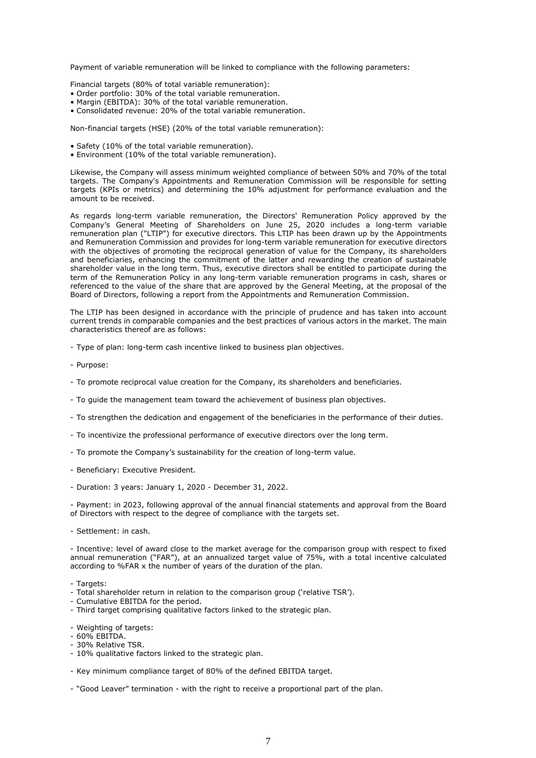Payment of variable remuneration will be linked to compliance with the following parameters:

Financial targets (80% of total variable remuneration):

- Order portfolio: 30% of the total variable remuneration.
- Margin (EBITDA): 30% of the total variable remuneration.
- Consolidated revenue: 20% of the total variable remuneration.

Non-financial targets (HSE) (20% of the total variable remuneration):

- Safety (10% of the total variable remuneration).
- Environment (10% of the total variable remuneration).

Likewise, the Company will assess minimum weighted compliance of between 50% and 70% of the total targets. The Company's Appointments and Remuneration Commission will be responsible for setting targets (KPIs or metrics) and determining the 10% adjustment for performance evaluation and the amount to be received.

As regards long-term variable remuneration, the Directors' Remuneration Policy approved by the Company's General Meeting of Shareholders on June 25, 2020 includes a long-term variable remuneration plan ("LTIP") for executive directors. This LTIP has been drawn up by the Appointments and Remuneration Commission and provides for long-term variable remuneration for executive directors with the objectives of promoting the reciprocal generation of value for the Company, its shareholders and beneficiaries, enhancing the commitment of the latter and rewarding the creation of sustainable shareholder value in the long term. Thus, executive directors shall be entitled to participate during the term of the Remuneration Policy in any long-term variable remuneration programs in cash, shares or referenced to the value of the share that are approved by the General Meeting, at the proposal of the Board of Directors, following a report from the Appointments and Remuneration Commission.

The LTIP has been designed in accordance with the principle of prudence and has taken into account current trends in comparable companies and the best practices of various actors in the market. The main characteristics thereof are as follows:

- Type of plan: long-term cash incentive linked to business plan objectives.

- Purpose:

- To promote reciprocal value creation for the Company, its shareholders and beneficiaries.

- To guide the management team toward the achievement of business plan objectives.

- To strengthen the dedication and engagement of the beneficiaries in the performance of their duties.

- To incentivize the professional performance of executive directors over the long term.

- To promote the Company's sustainability for the creation of long-term value.

- Beneficiary: Executive President.

- Duration: 3 years: January 1, 2020 - December 31, 2022.

- Payment: in 2023, following approval of the annual financial statements and approval from the Board of Directors with respect to the degree of compliance with the targets set.

- Settlement: in cash.

- Incentive: level of award close to the market average for the comparison group with respect to fixed annual remuneration ("FAR"), at an annualized target value of 75%, with a total incentive calculated according to %FAR x the number of years of the duration of the plan.

- Targets:
- Total shareholder return in relation to the comparison group ('relative TSR').
- Cumulative EBITDA for the period.
- Third target comprising qualitative factors linked to the strategic plan.

- Weighting of targets:
- 60% EBITDA.
- 30% Relative TSR.
- 10% qualitative factors linked to the strategic plan.

- Key minimum compliance target of 80% of the defined EBITDA target.

- "Good Leaver" termination - with the right to receive a proportional part of the plan.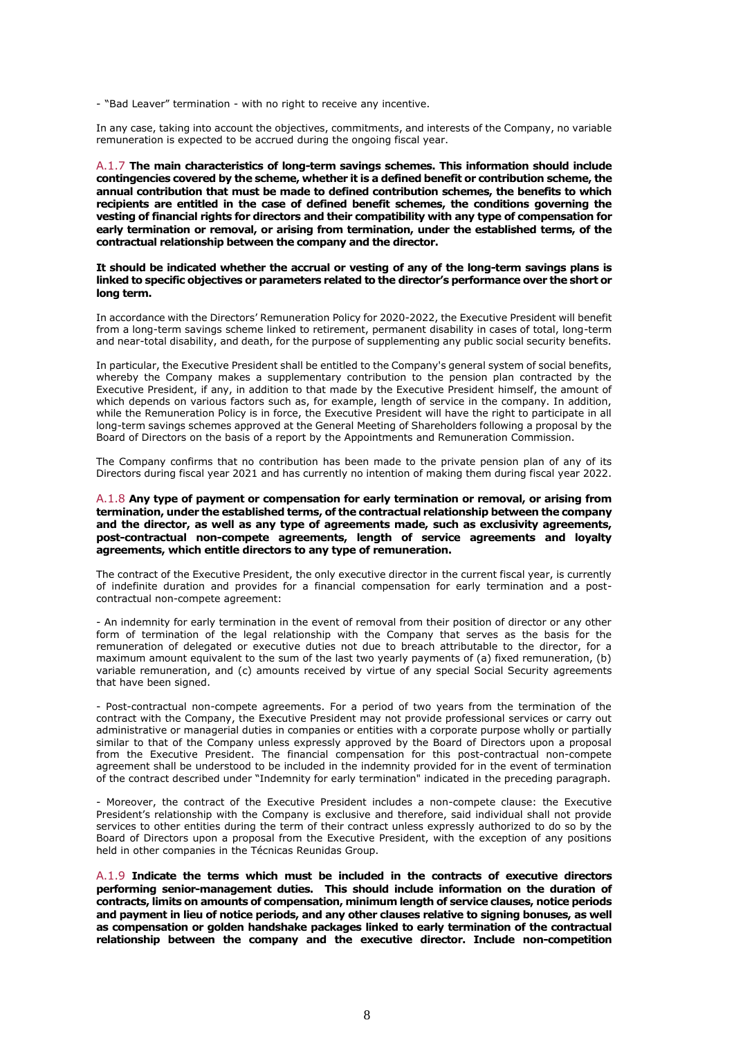- "Bad Leaver" termination - with no right to receive any incentive.

In any case, taking into account the objectives, commitments, and interests of the Company, no variable remuneration is expected to be accrued during the ongoing fiscal year.

A.1.7 **The main characteristics of long-term savings schemes. This information should include contingencies covered by the scheme, whether it is a defined benefit or contribution scheme, the annual contribution that must be made to defined contribution schemes, the benefits to which recipients are entitled in the case of defined benefit schemes, the conditions governing the vesting of financial rights for directors and their compatibility with any type of compensation for early termination or removal, or arising from termination, under the established terms, of the contractual relationship between the company and the director.**

**It should be indicated whether the accrual or vesting of any of the long-term savings plans is linked to specific objectives or parameters related to the director's performance over the short or long term.**

In accordance with the Directors' Remuneration Policy for 2020-2022, the Executive President will benefit from a long-term savings scheme linked to retirement, permanent disability in cases of total, long-term and near-total disability, and death, for the purpose of supplementing any public social security benefits.

In particular, the Executive President shall be entitled to the Company's general system of social benefits, whereby the Company makes a supplementary contribution to the pension plan contracted by the Executive President, if any, in addition to that made by the Executive President himself, the amount of which depends on various factors such as, for example, length of service in the company. In addition, while the Remuneration Policy is in force, the Executive President will have the right to participate in all long-term savings schemes approved at the General Meeting of Shareholders following a proposal by the Board of Directors on the basis of a report by the Appointments and Remuneration Commission.

The Company confirms that no contribution has been made to the private pension plan of any of its Directors during fiscal year 2021 and has currently no intention of making them during fiscal year 2022.

A.1.8 **Any type of payment or compensation for early termination or removal, or arising from termination, under the established terms, of the contractual relationship between the company and the director, as well as any type of agreements made, such as exclusivity agreements, post-contractual non-compete agreements, length of service agreements and loyalty agreements, which entitle directors to any type of remuneration.**

The contract of the Executive President, the only executive director in the current fiscal year, is currently of indefinite duration and provides for a financial compensation for early termination and a post-contractual non-compete agreement:

- An indemnity for early termination in the event of removal from their position of director or any other form of termination of the legal relationship with the Company that serves as the basis for the remuneration of delegated or executive duties not due to breach attributable to the director, for a maximum amount equivalent to the sum of the last two yearly payments of (a) fixed remuneration, (b) variable remuneration, and (c) amounts received by virtue of any special Social Security agreements that have been signed.

- Post-contractual non-compete agreements. For a period of two years from the termination of the contract with the Company, the Executive President may not provide professional services or carry out administrative or managerial duties in companies or entities with a corporate purpose wholly or partially similar to that of the Company unless expressly approved by the Board of Directors upon a proposal from the Executive President. The financial compensation for this post-contractual non-compete agreement shall be understood to be included in the indemnity provided for in the event of termination of the contract described under "Indemnity for early termination" indicated in the preceding paragraph.

- Moreover, the contract of the Executive President includes a non-compete clause: the Executive President's relationship with the Company is exclusive and therefore, said individual shall not provide services to other entities during the term of their contract unless expressly authorized to do so by the Board of Directors upon a proposal from the Executive President, with the exception of any positions held in other companies in the Técnicas Reunidas Group.

A.1.9 **Indicate the terms which must be included in the contracts of executive directors performing senior-management duties. This should include information on the duration of contracts, limits on amounts of compensation, minimum length of service clauses, notice periods and payment in lieu of notice periods, and any other clauses relative to signing bonuses, as well as compensation or golden handshake packages linked to early termination of the contractual relationship between the company and the executive director. Include non-competition**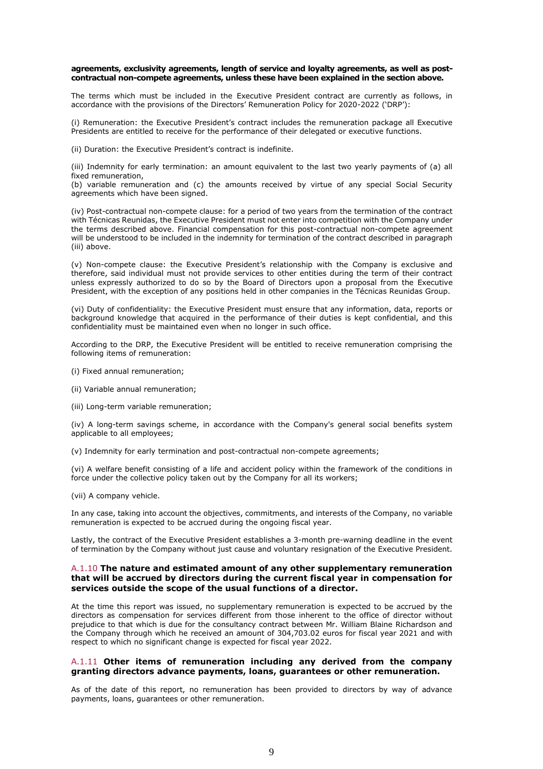**agreements, exclusivity agreements, length of service and loyalty agreements, as well as post-contractual non-compete agreements, unless these have been explained in the section above.**

The terms which must be included in the Executive President contract are currently as follows, in accordance with the provisions of the Directors' Remuneration Policy for 2020-2022 ('DRP'):

(i) Remuneration: the Executive President's contract includes the remuneration package all Executive Presidents are entitled to receive for the performance of their delegated or executive functions.

(ii) Duration: the Executive President's contract is indefinite.

(iii) Indemnity for early termination: an amount equivalent to the last two yearly payments of (a) all fixed remuneration,
(b) variable remuneration and (c) the amounts received by virtue of any special Social Security agreements which have been signed.

(iv) Post-contractual non-compete clause: for a period of two years from the termination of the contract with Técnicas Reunidas, the Executive President must not enter into competition with the Company under the terms described above. Financial compensation for this post-contractual non-compete agreement will be understood to be included in the indemnity for termination of the contract described in paragraph (iii) above.

(v) Non-compete clause: the Executive President's relationship with the Company is exclusive and therefore, said individual must not provide services to other entities during the term of their contract unless expressly authorized to do so by the Board of Directors upon a proposal from the Executive President, with the exception of any positions held in other companies in the Técnicas Reunidas Group.

(vi) Duty of confidentiality: the Executive President must ensure that any information, data, reports or background knowledge that acquired in the performance of their duties is kept confidential, and this confidentiality must be maintained even when no longer in such office.

According to the DRP, the Executive President will be entitled to receive remuneration comprising the following items of remuneration:

(i) Fixed annual remuneration;

(ii) Variable annual remuneration;

(iii) Long-term variable remuneration;

(iv) A long-term savings scheme, in accordance with the Company's general social benefits system applicable to all employees;

(v) Indemnity for early termination and post-contractual non-compete agreements;

(vi) A welfare benefit consisting of a life and accident policy within the framework of the conditions in force under the collective policy taken out by the Company for all its workers;

(vii) A company vehicle.

In any case, taking into account the objectives, commitments, and interests of the Company, no variable remuneration is expected to be accrued during the ongoing fiscal year.

Lastly, the contract of the Executive President establishes a 3-month pre-warning deadline in the event of termination by the Company without just cause and voluntary resignation of the Executive President.

### A.1.10 The nature and estimated amount of any other supplementary remuneration that will be accrued by directors during the current fiscal year in compensation for services outside the scope of the usual functions of a director.

At the time this report was issued, no supplementary remuneration is expected to be accrued by the directors as compensation for services different from those inherent to the office of director without prejudice to that which is due for the consultancy contract between Mr. William Blaine Richardson and the Company through which he received an amount of 304,703.02 euros for fiscal year 2021 and with respect to which no significant change is expected for fiscal year 2022.

### A.1.11 Other items of remuneration including any derived from the company granting directors advance payments, loans, guarantees or other remuneration.

As of the date of this report, no remuneration has been provided to directors by way of advance payments, loans, guarantees or other remuneration.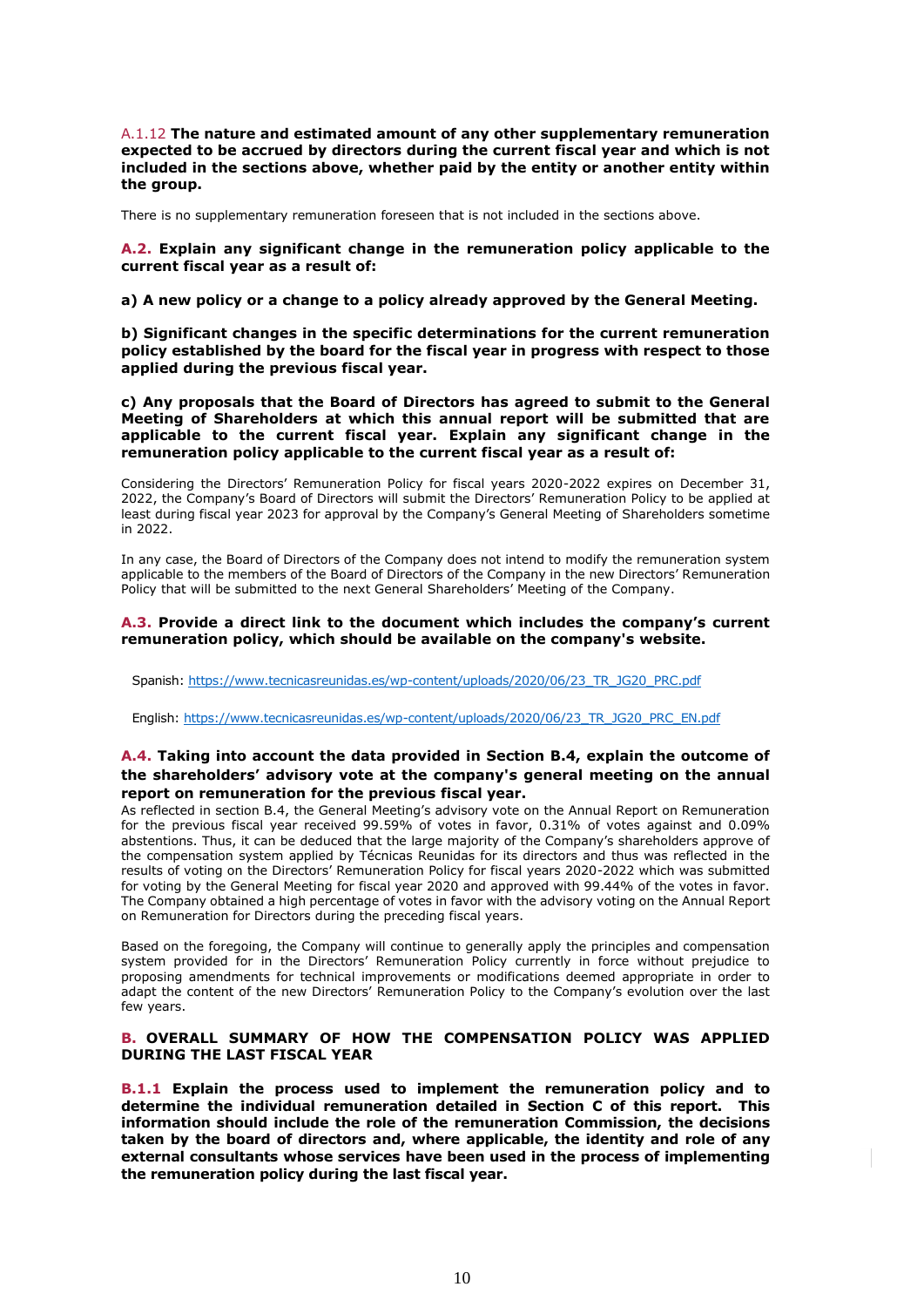A.1.12 **The nature and estimated amount of any other supplementary remuneration expected to be accrued by directors during the current fiscal year and which is not included in the sections above, whether paid by the entity or another entity within the group.**

There is no supplementary remuneration foreseen that is not included in the sections above.

**A.2. Explain any significant change in the remuneration policy applicable to the current fiscal year as a result of:**

**a) A new policy or a change to a policy already approved by the General Meeting.**

**b) Significant changes in the specific determinations for the current remuneration policy established by the board for the fiscal year in progress with respect to those applied during the previous fiscal year.**

**c) Any proposals that the Board of Directors has agreed to submit to the General Meeting of Shareholders at which this annual report will be submitted that are applicable to the current fiscal year. Explain any significant change in the remuneration policy applicable to the current fiscal year as a result of:**

Considering the Directors' Remuneration Policy for fiscal years 2020-2022 expires on December 31, 2022, the Company's Board of Directors will submit the Directors' Remuneration Policy to be applied at least during fiscal year 2023 for approval by the Company's General Meeting of Shareholders sometime in 2022.

In any case, the Board of Directors of the Company does not intend to modify the remuneration system applicable to the members of the Board of Directors of the Company in the new Directors' Remuneration Policy that will be submitted to the next General Shareholders' Meeting of the Company.

**A.3. Provide a direct link to the document which includes the company's current remuneration policy, which should be available on the company's website.**

Spanish: https://www.tecnicasreunidas.es/wp-content/uploads/2020/06/23_TR_JG20_PRC.pdf

English: https://www.tecnicasreunidas.es/wp-content/uploads/2020/06/23_TR_JG20_PRC_EN.pdf

**A.4. Taking into account the data provided in Section B.4, explain the outcome of the shareholders' advisory vote at the company's general meeting on the annual report on remuneration for the previous fiscal year.**

As reflected in section B.4, the General Meeting's advisory vote on the Annual Report on Remuneration for the previous fiscal year received 99.59% of votes in favor, 0.31% of votes against and 0.09% abstentions. Thus, it can be deduced that the large majority of the Company's shareholders approve of the compensation system applied by Técnicas Reunidas for its directors and thus was reflected in the results of voting on the Directors' Remuneration Policy for fiscal years 2020-2022 which was submitted for voting by the General Meeting for fiscal year 2020 and approved with 99.44% of the votes in favor. The Company obtained a high percentage of votes in favor with the advisory voting on the Annual Report on Remuneration for Directors during the preceding fiscal years.

Based on the foregoing, the Company will continue to generally apply the principles and compensation system provided for in the Directors' Remuneration Policy currently in force without prejudice to proposing amendments for technical improvements or modifications deemed appropriate in order to adapt the content of the new Directors' Remuneration Policy to the Company's evolution over the last few years.

## B. OVERALL SUMMARY OF HOW THE COMPENSATION POLICY WAS APPLIED DURING THE LAST FISCAL YEAR

**B.1.1 Explain the process used to implement the remuneration policy and to determine the individual remuneration detailed in Section C of this report. This information should include the role of the remuneration Commission, the decisions taken by the board of directors and, where applicable, the identity and role of any external consultants whose services have been used in the process of implementing the remuneration policy during the last fiscal year.**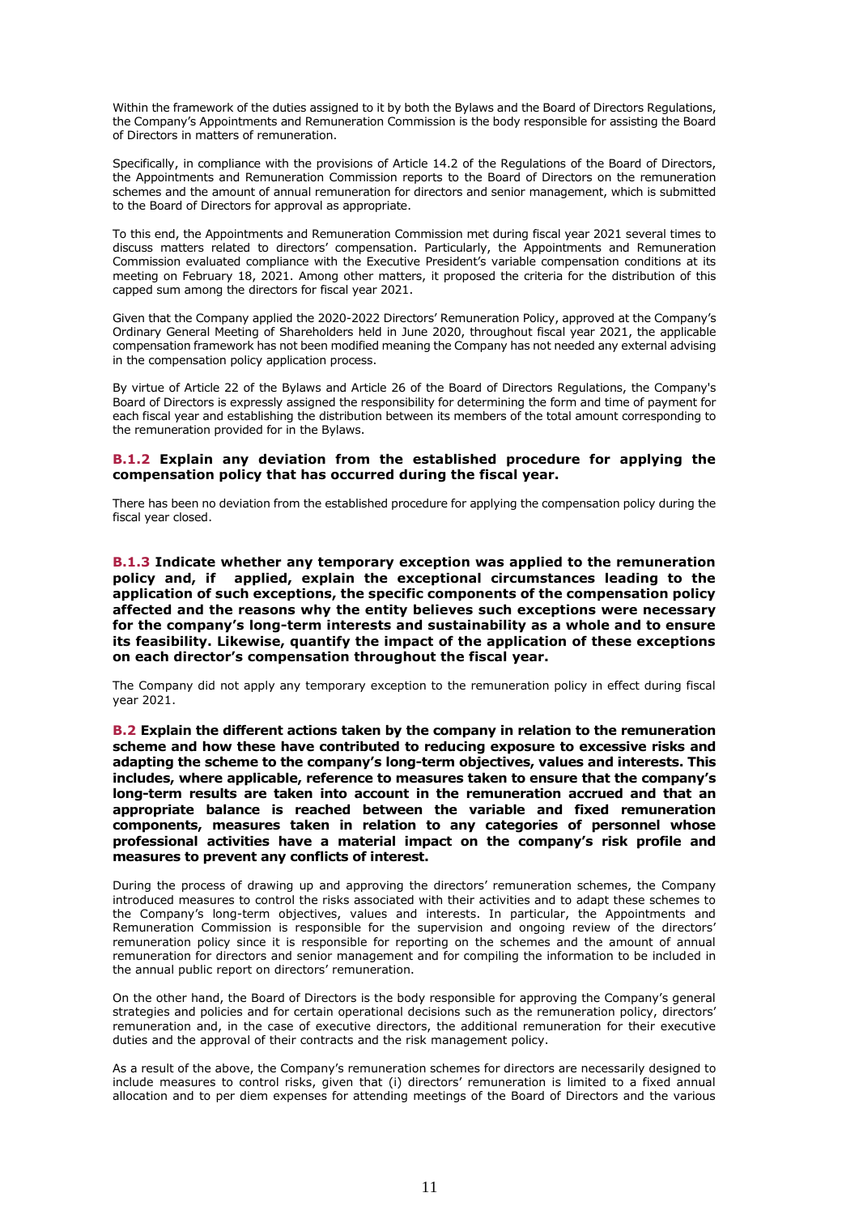Within the framework of the duties assigned to it by both the Bylaws and the Board of Directors Regulations, the Company's Appointments and Remuneration Commission is the body responsible for assisting the Board of Directors in matters of remuneration.

Specifically, in compliance with the provisions of Article 14.2 of the Regulations of the Board of Directors, the Appointments and Remuneration Commission reports to the Board of Directors on the remuneration schemes and the amount of annual remuneration for directors and senior management, which is submitted to the Board of Directors for approval as appropriate.

To this end, the Appointments and Remuneration Commission met during fiscal year 2021 several times to discuss matters related to directors' compensation. Particularly, the Appointments and Remuneration Commission evaluated compliance with the Executive President's variable compensation conditions at its meeting on February 18, 2021. Among other matters, it proposed the criteria for the distribution of this capped sum among the directors for fiscal year 2021.

Given that the Company applied the 2020-2022 Directors' Remuneration Policy, approved at the Company's Ordinary General Meeting of Shareholders held in June 2020, throughout fiscal year 2021, the applicable compensation framework has not been modified meaning the Company has not needed any external advising in the compensation policy application process.

By virtue of Article 22 of the Bylaws and Article 26 of the Board of Directors Regulations, the Company's Board of Directors is expressly assigned the responsibility for determining the form and time of payment for each fiscal year and establishing the distribution between its members of the total amount corresponding to the remuneration provided for in the Bylaws.

**B.1.2 Explain any deviation from the established procedure for applying the compensation policy that has occurred during the fiscal year.**

There has been no deviation from the established procedure for applying the compensation policy during the fiscal year closed.

**B.1.3 Indicate whether any temporary exception was applied to the remuneration policy and, if applied, explain the exceptional circumstances leading to the application of such exceptions, the specific components of the compensation policy affected and the reasons why the entity believes such exceptions were necessary for the company's long-term interests and sustainability as a whole and to ensure its feasibility. Likewise, quantify the impact of the application of these exceptions on each director's compensation throughout the fiscal year.**

The Company did not apply any temporary exception to the remuneration policy in effect during fiscal year 2021.

**B.2 Explain the different actions taken by the company in relation to the remuneration scheme and how these have contributed to reducing exposure to excessive risks and adapting the scheme to the company's long-term objectives, values and interests. This includes, where applicable, reference to measures taken to ensure that the company's long-term results are taken into account in the remuneration accrued and that an appropriate balance is reached between the variable and fixed remuneration components, measures taken in relation to any categories of personnel whose professional activities have a material impact on the company's risk profile and measures to prevent any conflicts of interest.**

During the process of drawing up and approving the directors' remuneration schemes, the Company introduced measures to control the risks associated with their activities and to adapt these schemes to the Company's long-term objectives, values and interests. In particular, the Appointments and Remuneration Commission is responsible for the supervision and ongoing review of the directors' remuneration policy since it is responsible for reporting on the schemes and the amount of annual remuneration for directors and senior management and for compiling the information to be included in the annual public report on directors' remuneration.

On the other hand, the Board of Directors is the body responsible for approving the Company's general strategies and policies and for certain operational decisions such as the remuneration policy, directors' remuneration and, in the case of executive directors, the additional remuneration for their executive duties and the approval of their contracts and the risk management policy.

As a result of the above, the Company's remuneration schemes for directors are necessarily designed to include measures to control risks, given that (i) directors' remuneration is limited to a fixed annual allocation and to per diem expenses for attending meetings of the Board of Directors and the various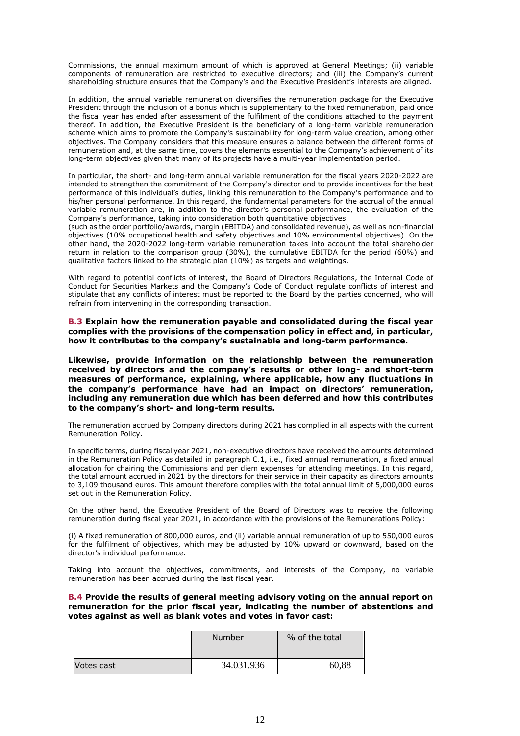Commissions, the annual maximum amount of which is approved at General Meetings; (ii) variable components of remuneration are restricted to executive directors; and (iii) the Company's current shareholding structure ensures that the Company's and the Executive President's interests are aligned.

In addition, the annual variable remuneration diversifies the remuneration package for the Executive President through the inclusion of a bonus which is supplementary to the fixed remuneration, paid once the fiscal year has ended after assessment of the fulfilment of the conditions attached to the payment thereof. In addition, the Executive President is the beneficiary of a long-term variable remuneration scheme which aims to promote the Company's sustainability for long-term value creation, among other objectives. The Company considers that this measure ensures a balance between the different forms of remuneration and, at the same time, covers the elements essential to the Company's achievement of its long-term objectives given that many of its projects have a multi-year implementation period.

In particular, the short- and long-term annual variable remuneration for the fiscal years 2020-2022 are intended to strengthen the commitment of the Company's director and to provide incentives for the best performance of this individual's duties, linking this remuneration to the Company's performance and to his/her personal performance. In this regard, the fundamental parameters for the accrual of the annual variable remuneration are, in addition to the director's personal performance, the evaluation of the Company's performance, taking into consideration both quantitative objectives
(such as the order portfolio/awards, margin (EBITDA) and consolidated revenue), as well as non-financial objectives (10% occupational health and safety objectives and 10% environmental objectives). On the other hand, the 2020-2022 long-term variable remuneration takes into account the total shareholder return in relation to the comparison group (30%), the cumulative EBITDA for the period (60%) and qualitative factors linked to the strategic plan (10%) as targets and weightings.

With regard to potential conflicts of interest, the Board of Directors Regulations, the Internal Code of Conduct for Securities Markets and the Company's Code of Conduct regulate conflicts of interest and stipulate that any conflicts of interest must be reported to the Board by the parties concerned, who will refrain from intervening in the corresponding transaction.

**B.3 Explain how the remuneration payable and consolidated during the fiscal year complies with the provisions of the compensation policy in effect and, in particular, how it contributes to the company's sustainable and long-term performance.**

**Likewise, provide information on the relationship between the remuneration received by directors and the company's results or other long- and short-term measures of performance, explaining, where applicable, how any fluctuations in the company's performance have had an impact on directors' remuneration, including any remuneration due which has been deferred and how this contributes to the company's short- and long-term results.**

The remuneration accrued by Company directors during 2021 has complied in all aspects with the current Remuneration Policy.

In specific terms, during fiscal year 2021, non-executive directors have received the amounts determined in the Remuneration Policy as detailed in paragraph C.1, i.e., fixed annual remuneration, a fixed annual allocation for chairing the Commissions and per diem expenses for attending meetings. In this regard, the total amount accrued in 2021 by the directors for their service in their capacity as directors amounts to 3,109 thousand euros. This amount therefore complies with the total annual limit of 5,000,000 euros set out in the Remuneration Policy.

On the other hand, the Executive President of the Board of Directors was to receive the following remuneration during fiscal year 2021, in accordance with the provisions of the Remunerations Policy:

(i) A fixed remuneration of 800,000 euros, and (ii) variable annual remuneration of up to 550,000 euros for the fulfilment of objectives, which may be adjusted by 10% upward or downward, based on the director's individual performance.

Taking into account the objectives, commitments, and interests of the Company, no variable remuneration has been accrued during the last fiscal year.

**B.4 Provide the results of general meeting advisory voting on the annual report on remuneration for the prior fiscal year, indicating the number of abstentions and votes against as well as blank votes and votes in favor cast:**

| | Number | % of the total |
|---|---|---|
| Votes cast | 34.031.936 | 60,88 |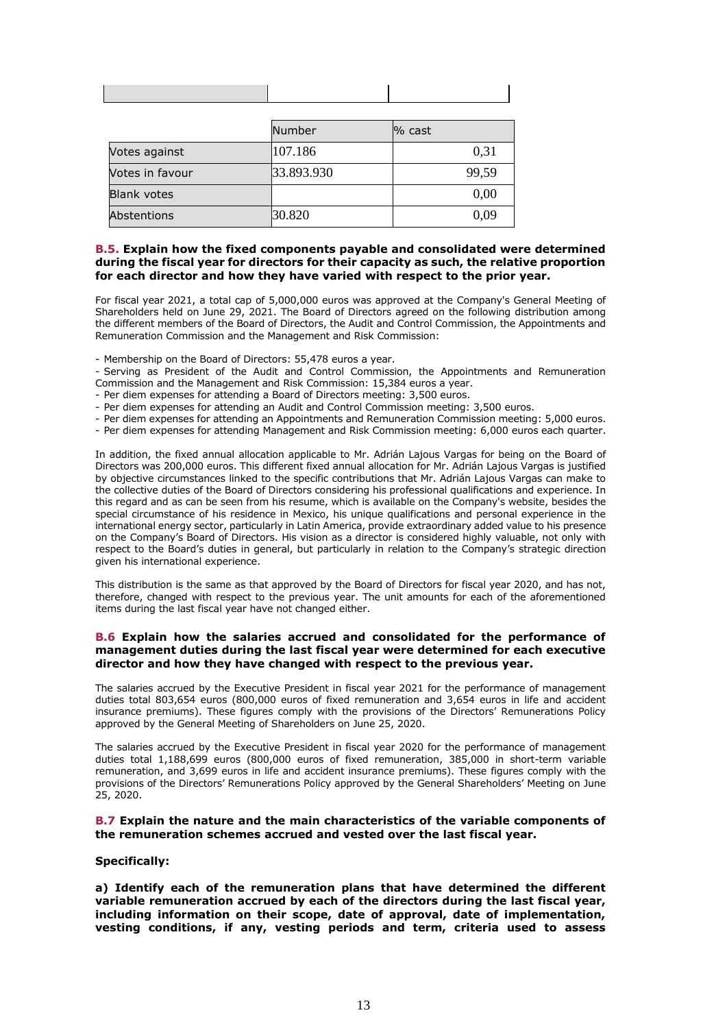| | Number | % cast |
|---|---|---|
| Votes against | 107.186 | 0,31 |
| Votes in favour | 33.893.930 | 99,59 |
| Blank votes | | 0,00 |
| Abstentions | 30.820 | 0,09 |

**B.5. Explain how the fixed components payable and consolidated were determined during the fiscal year for directors for their capacity as such, the relative proportion for each director and how they have varied with respect to the prior year.**

For fiscal year 2021, a total cap of 5,000,000 euros was approved at the Company's General Meeting of Shareholders held on June 29, 2021. The Board of Directors agreed on the following distribution among the different members of the Board of Directors, the Audit and Control Commission, the Appointments and Remuneration Commission and the Management and Risk Commission:

- Membership on the Board of Directors: 55,478 euros a year.
- Serving as President of the Audit and Control Commission, the Appointments and Remuneration Commission and the Management and Risk Commission: 15,384 euros a year.
- Per diem expenses for attending a Board of Directors meeting: 3,500 euros.
- Per diem expenses for attending an Audit and Control Commission meeting: 3,500 euros.
- Per diem expenses for attending an Appointments and Remuneration Commission meeting: 5,000 euros.
- Per diem expenses for attending Management and Risk Commission meeting: 6,000 euros each quarter.

In addition, the fixed annual allocation applicable to Mr. Adrián Lajous Vargas for being on the Board of Directors was 200,000 euros. This different fixed annual allocation for Mr. Adrián Lajous Vargas is justified by objective circumstances linked to the specific contributions that Mr. Adrián Lajous Vargas can make to the collective duties of the Board of Directors considering his professional qualifications and experience. In this regard and as can be seen from his resume, which is available on the Company's website, besides the special circumstance of his residence in Mexico, his unique qualifications and personal experience in the international energy sector, particularly in Latin America, provide extraordinary added value to his presence on the Company's Board of Directors. His vision as a director is considered highly valuable, not only with respect to the Board's duties in general, but particularly in relation to the Company's strategic direction given his international experience.

This distribution is the same as that approved by the Board of Directors for fiscal year 2020, and has not, therefore, changed with respect to the previous year. The unit amounts for each of the aforementioned items during the last fiscal year have not changed either.

**B.6 Explain how the salaries accrued and consolidated for the performance of management duties during the last fiscal year were determined for each executive director and how they have changed with respect to the previous year.**

The salaries accrued by the Executive President in fiscal year 2021 for the performance of management duties total 803,654 euros (800,000 euros of fixed remuneration and 3,654 euros in life and accident insurance premiums). These figures comply with the provisions of the Directors' Remunerations Policy approved by the General Meeting of Shareholders on June 25, 2020.

The salaries accrued by the Executive President in fiscal year 2020 for the performance of management duties total 1,188,699 euros (800,000 euros of fixed remuneration, 385,000 in short-term variable remuneration, and 3,699 euros in life and accident insurance premiums). These figures comply with the provisions of the Directors' Remunerations Policy approved by the General Shareholders' Meeting on June 25, 2020.

**B.7 Explain the nature and the main characteristics of the variable components of the remuneration schemes accrued and vested over the last fiscal year.**

**Specifically:**

**a) Identify each of the remuneration plans that have determined the different variable remuneration accrued by each of the directors during the last fiscal year, including information on their scope, date of approval, date of implementation, vesting conditions, if any, vesting periods and term, criteria used to assess**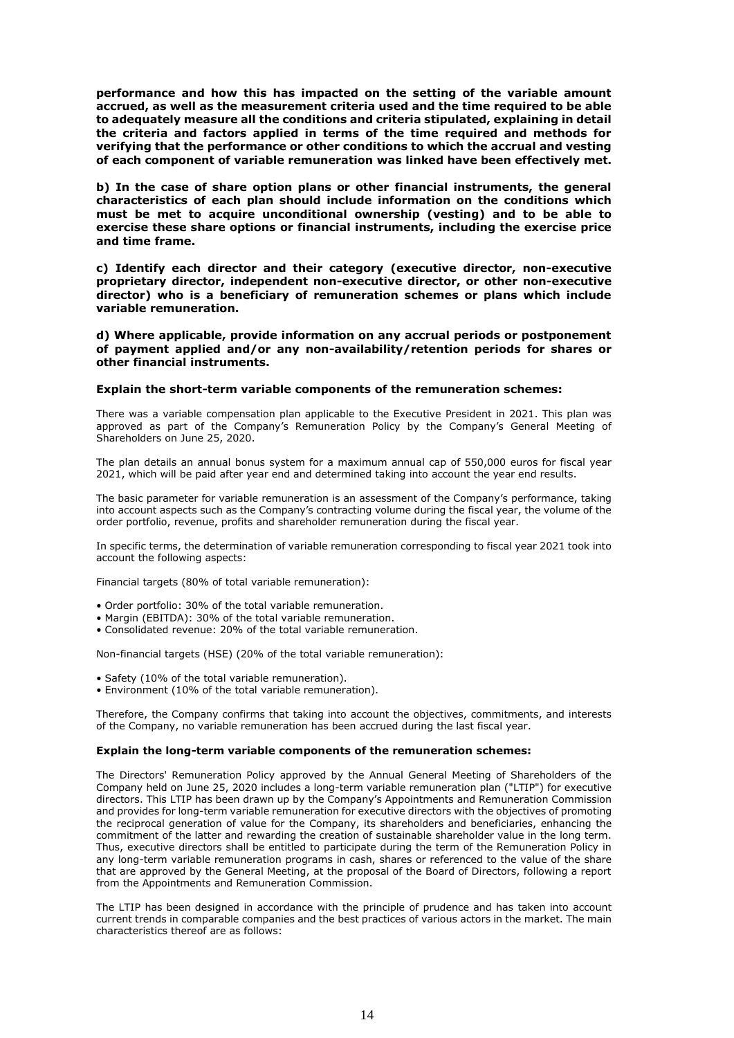**performance and how this has impacted on the setting of the variable amount accrued, as well as the measurement criteria used and the time required to be able to adequately measure all the conditions and criteria stipulated, explaining in detail the criteria and factors applied in terms of the time required and methods for verifying that the performance or other conditions to which the accrual and vesting of each component of variable remuneration was linked have been effectively met.**

**b) In the case of share option plans or other financial instruments, the general characteristics of each plan should include information on the conditions which must be met to acquire unconditional ownership (vesting) and to be able to exercise these share options or financial instruments, including the exercise price and time frame.**

**c) Identify each director and their category (executive director, non-executive proprietary director, independent non-executive director, or other non-executive director) who is a beneficiary of remuneration schemes or plans which include variable remuneration.**

**d) Where applicable, provide information on any accrual periods or postponement of payment applied and/or any non-availability/retention periods for shares or other financial instruments.**

**Explain the short-term variable components of the remuneration schemes:**

There was a variable compensation plan applicable to the Executive President in 2021. This plan was approved as part of the Company's Remuneration Policy by the Company's General Meeting of Shareholders on June 25, 2020.

The plan details an annual bonus system for a maximum annual cap of 550,000 euros for fiscal year 2021, which will be paid after year end and determined taking into account the year end results.

The basic parameter for variable remuneration is an assessment of the Company's performance, taking into account aspects such as the Company's contracting volume during the fiscal year, the volume of the order portfolio, revenue, profits and shareholder remuneration during the fiscal year.

In specific terms, the determination of variable remuneration corresponding to fiscal year 2021 took into account the following aspects:

Financial targets (80% of total variable remuneration):

- Order portfolio: 30% of the total variable remuneration.
- Margin (EBITDA): 30% of the total variable remuneration.
- Consolidated revenue: 20% of the total variable remuneration.

Non-financial targets (HSE) (20% of the total variable remuneration):

- Safety (10% of the total variable remuneration).
- Environment (10% of the total variable remuneration).

Therefore, the Company confirms that taking into account the objectives, commitments, and interests of the Company, no variable remuneration has been accrued during the last fiscal year.

**Explain the long-term variable components of the remuneration schemes:**

The Directors' Remuneration Policy approved by the Annual General Meeting of Shareholders of the Company held on June 25, 2020 includes a long-term variable remuneration plan ("LTIP") for executive directors. This LTIP has been drawn up by the Company's Appointments and Remuneration Commission and provides for long-term variable remuneration for executive directors with the objectives of promoting the reciprocal generation of value for the Company, its shareholders and beneficiaries, enhancing the commitment of the latter and rewarding the creation of sustainable shareholder value in the long term. Thus, executive directors shall be entitled to participate during the term of the Remuneration Policy in any long-term variable remuneration programs in cash, shares or referenced to the value of the share that are approved by the General Meeting, at the proposal of the Board of Directors, following a report from the Appointments and Remuneration Commission.

The LTIP has been designed in accordance with the principle of prudence and has taken into account current trends in comparable companies and the best practices of various actors in the market. The main characteristics thereof are as follows: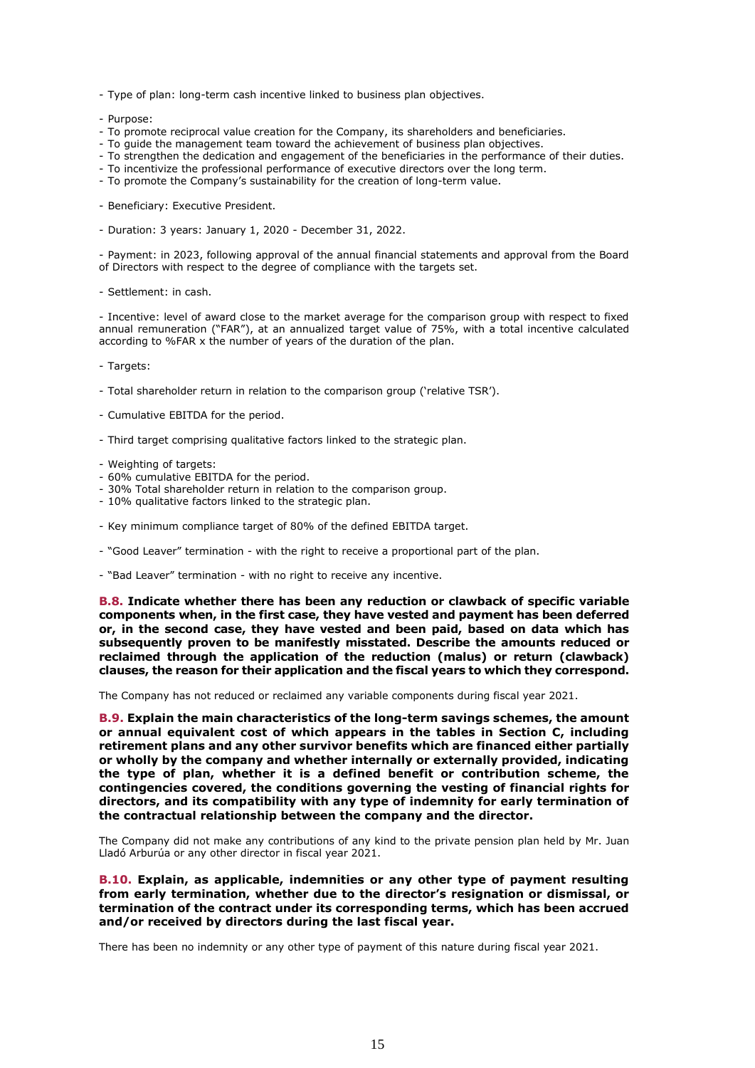- Type of plan: long-term cash incentive linked to business plan objectives.

- Purpose:
- To promote reciprocal value creation for the Company, its shareholders and beneficiaries.
- To guide the management team toward the achievement of business plan objectives.
- To strengthen the dedication and engagement of the beneficiaries in the performance of their duties.
- To incentivize the professional performance of executive directors over the long term.
- To promote the Company's sustainability for the creation of long-term value.

- Beneficiary: Executive President.

- Duration: 3 years: January 1, 2020 - December 31, 2022.

- Payment: in 2023, following approval of the annual financial statements and approval from the Board of Directors with respect to the degree of compliance with the targets set.

- Settlement: in cash.

- Incentive: level of award close to the market average for the comparison group with respect to fixed annual remuneration ("FAR"), at an annualized target value of 75%, with a total incentive calculated according to %FAR x the number of years of the duration of the plan.

- Targets:

- Total shareholder return in relation to the comparison group ('relative TSR').

- Cumulative EBITDA for the period.

- Third target comprising qualitative factors linked to the strategic plan.

- Weighting of targets:
- 60% cumulative EBITDA for the period.
- 30% Total shareholder return in relation to the comparison group.
- 10% qualitative factors linked to the strategic plan.

- Key minimum compliance target of 80% of the defined EBITDA target.

- "Good Leaver" termination - with the right to receive a proportional part of the plan.

- "Bad Leaver" termination - with no right to receive any incentive.

**B.8. Indicate whether there has been any reduction or clawback of specific variable components when, in the first case, they have vested and payment has been deferred or, in the second case, they have vested and been paid, based on data which has subsequently proven to be manifestly misstated. Describe the amounts reduced or reclaimed through the application of the reduction (malus) or return (clawback) clauses, the reason for their application and the fiscal years to which they correspond.**

The Company has not reduced or reclaimed any variable components during fiscal year 2021.

**B.9. Explain the main characteristics of the long-term savings schemes, the amount or annual equivalent cost of which appears in the tables in Section C, including retirement plans and any other survivor benefits which are financed either partially or wholly by the company and whether internally or externally provided, indicating the type of plan, whether it is a defined benefit or contribution scheme, the contingencies covered, the conditions governing the vesting of financial rights for directors, and its compatibility with any type of indemnity for early termination of the contractual relationship between the company and the director.**

The Company did not make any contributions of any kind to the private pension plan held by Mr. Juan Lladó Arburúa or any other director in fiscal year 2021.

**B.10. Explain, as applicable, indemnities or any other type of payment resulting from early termination, whether due to the director's resignation or dismissal, or termination of the contract under its corresponding terms, which has been accrued and/or received by directors during the last fiscal year.**

There has been no indemnity or any other type of payment of this nature during fiscal year 2021.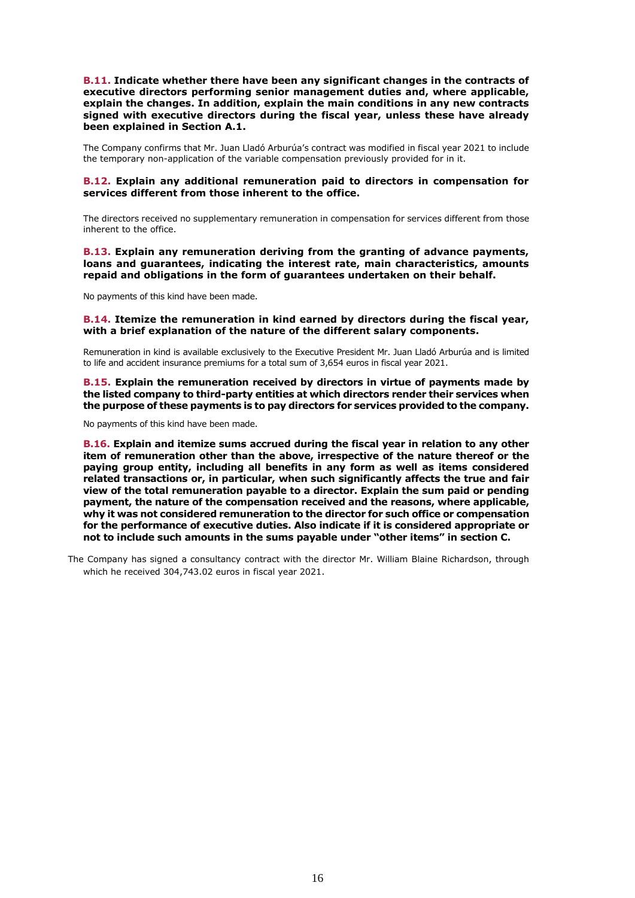**B.11. Indicate whether there have been any significant changes in the contracts of executive directors performing senior management duties and, where applicable, explain the changes. In addition, explain the main conditions in any new contracts signed with executive directors during the fiscal year, unless these have already been explained in Section A.1.**

The Company confirms that Mr. Juan Lladó Arburúa's contract was modified in fiscal year 2021 to include the temporary non-application of the variable compensation previously provided for in it.

**B.12. Explain any additional remuneration paid to directors in compensation for services different from those inherent to the office.**

The directors received no supplementary remuneration in compensation for services different from those inherent to the office.

**B.13. Explain any remuneration deriving from the granting of advance payments, loans and guarantees, indicating the interest rate, main characteristics, amounts repaid and obligations in the form of guarantees undertaken on their behalf.**

No payments of this kind have been made.

**B.14. Itemize the remuneration in kind earned by directors during the fiscal year, with a brief explanation of the nature of the different salary components.**

Remuneration in kind is available exclusively to the Executive President Mr. Juan Lladó Arburúa and is limited to life and accident insurance premiums for a total sum of 3,654 euros in fiscal year 2021.

**B.15. Explain the remuneration received by directors in virtue of payments made by the listed company to third-party entities at which directors render their services when the purpose of these payments is to pay directors for services provided to the company.**

No payments of this kind have been made.

**B.16. Explain and itemize sums accrued during the fiscal year in relation to any other item of remuneration other than the above, irrespective of the nature thereof or the paying group entity, including all benefits in any form as well as items considered related transactions or, in particular, when such significantly affects the true and fair view of the total remuneration payable to a director. Explain the sum paid or pending payment, the nature of the compensation received and the reasons, where applicable, why it was not considered remuneration to the director for such office or compensation for the performance of executive duties. Also indicate if it is considered appropriate or not to include such amounts in the sums payable under "other items" in section C.**

The Company has signed a consultancy contract with the director Mr. William Blaine Richardson, through which he received 304,743.02 euros in fiscal year 2021.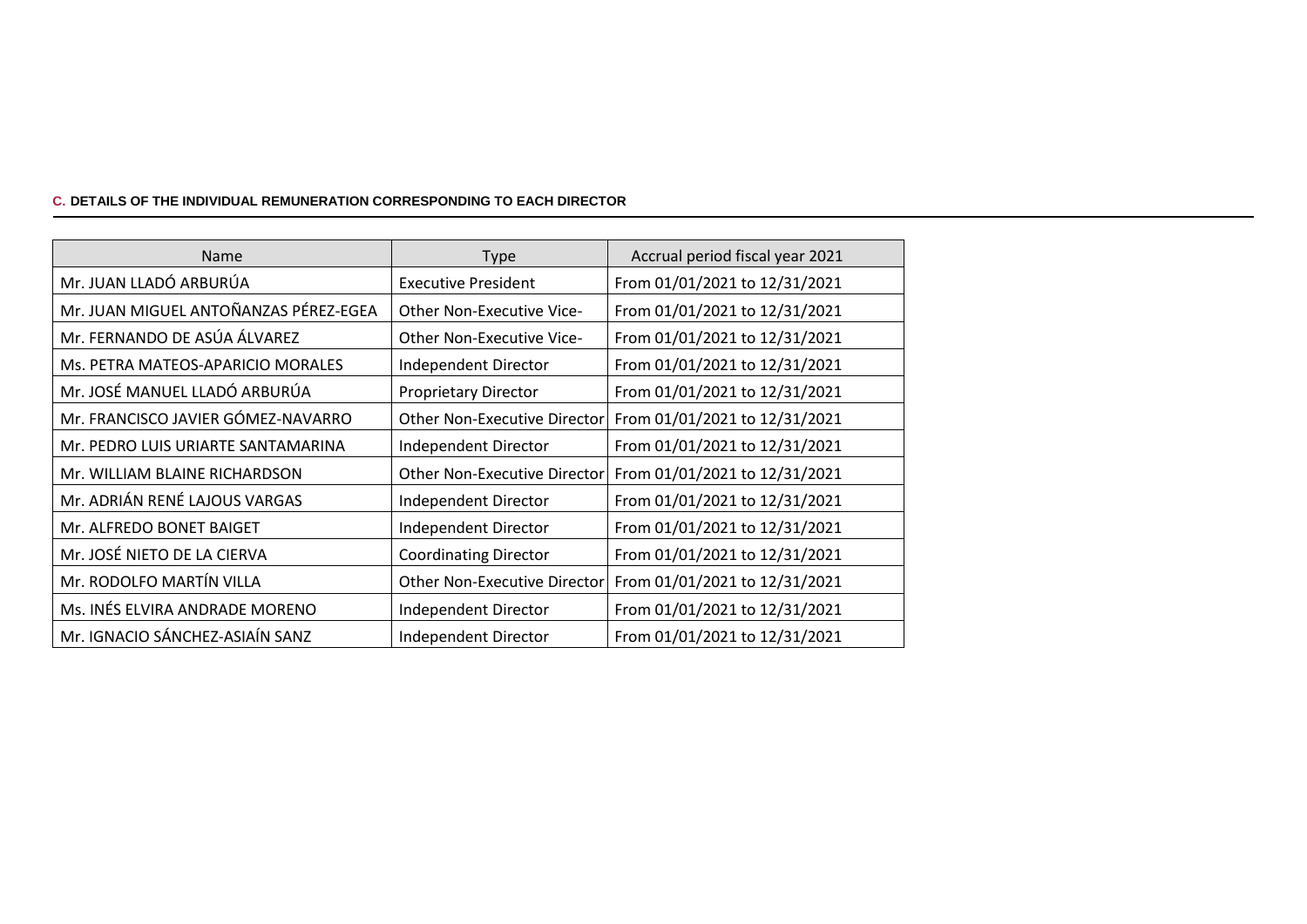### C. DETAILS OF THE INDIVIDUAL REMUNERATION CORRESPONDING TO EACH DIRECTOR

| Name | Type | Accrual period fiscal year 2021 |
|---|---|---|
| Mr. JUAN LLADÓ ARBURÚA | Executive President | From 01/01/2021 to 12/31/2021 |
| Mr. JUAN MIGUEL ANTOÑANZAS PÉREZ-EGEA | Other Non-Executive Vice- | From 01/01/2021 to 12/31/2021 |
| Mr. FERNANDO DE ASÚA ÁLVAREZ | Other Non-Executive Vice- | From 01/01/2021 to 12/31/2021 |
| Ms. PETRA MATEOS-APARICIO MORALES | Independent Director | From 01/01/2021 to 12/31/2021 |
| Mr. JOSÉ MANUEL LLADÓ ARBURÚA | Proprietary Director | From 01/01/2021 to 12/31/2021 |
| Mr. FRANCISCO JAVIER GÓMEZ-NAVARRO | Other Non-Executive Director | From 01/01/2021 to 12/31/2021 |
| Mr. PEDRO LUIS URIARTE SANTAMARINA | Independent Director | From 01/01/2021 to 12/31/2021 |
| Mr. WILLIAM BLAINE RICHARDSON | Other Non-Executive Director | From 01/01/2021 to 12/31/2021 |
| Mr. ADRIÁN RENÉ LAJOUS VARGAS | Independent Director | From 01/01/2021 to 12/31/2021 |
| Mr. ALFREDO BONET BAIGET | Independent Director | From 01/01/2021 to 12/31/2021 |
| Mr. JOSÉ NIETO DE LA CIERVA | Coordinating Director | From 01/01/2021 to 12/31/2021 |
| Mr. RODOLFO MARTÍN VILLA | Other Non-Executive Director | From 01/01/2021 to 12/31/2021 |
| Ms. INÉS ELVIRA ANDRADE MORENO | Independent Director | From 01/01/2021 to 12/31/2021 |
| Mr. IGNACIO SÁNCHEZ-ASIAÍN SANZ | Independent Director | From 01/01/2021 to 12/31/2021 |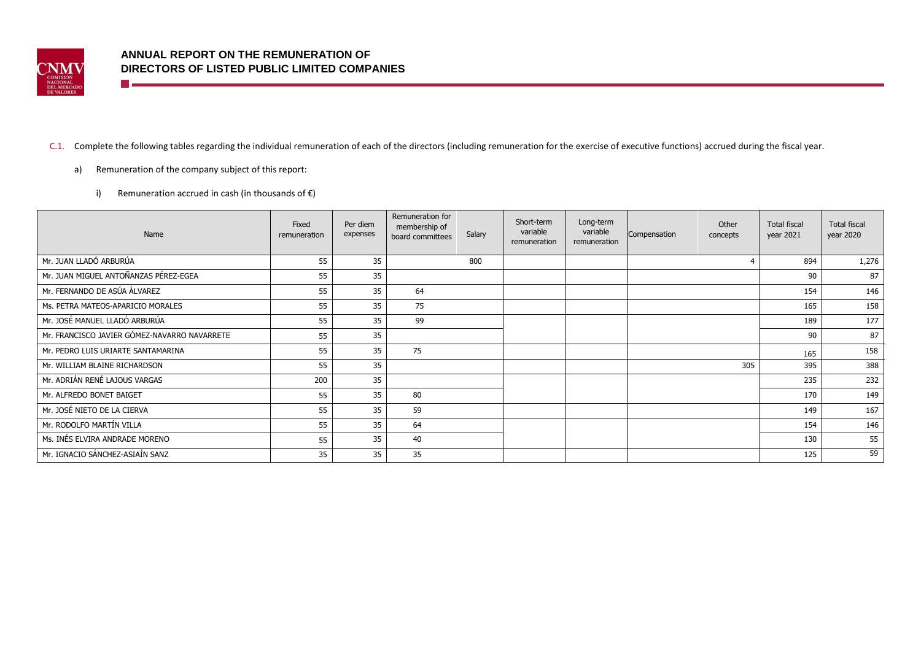C.1. Complete the following tables regarding the individual remuneration of each of the directors (including remuneration for the exercise of executive functions) accrued during the fiscal year.

a) Remuneration of the company subject of this report:

i) Remuneration accrued in cash (in thousands of €)

| Name | Fixed remuneration | Per diem expenses | Remuneration for membership of board committees | Salary | Short-term variable remuneration | Long-term variable remuneration | Compensation | Other concepts | Total fiscal year 2021 | Total fiscal year 2020 |
|---|---|---|---|---|---|---|---|---|---|---|
| Mr. JUAN LLADÓ ARBURÚA | 55 | 35 | | 800 | | | | 4 | 894 | 1,276 |
| Mr. JUAN MIGUEL ANTOÑANZAS PÉREZ-EGEA | 55 | 35 | | | | | | | 90 | 87 |
| Mr. FERNANDO DE ASÚA ÁLVAREZ | 55 | 35 | 64 | | | | | | 154 | 146 |
| Ms. PETRA MATEOS-APARICIO MORALES | 55 | 35 | 75 | | | | | | 165 | 158 |
| Mr. JOSÉ MANUEL LLADÓ ARBURÚA | 55 | 35 | 99 | | | | | | 189 | 177 |
| Mr. FRANCISCO JAVIER GÓMEZ-NAVARRO NAVARRETE | 55 | 35 | | | | | | | 90 | 87 |
| Mr. PEDRO LUIS URIARTE SANTAMARINA | 55 | 35 | 75 | | | | | | 165 | 158 |
| Mr. WILLIAM BLAINE RICHARDSON | 55 | 35 | | | | | | 305 | 395 | 388 |
| Mr. ADRIÁN RENÉ LAJOUS VARGAS | 200 | 35 | | | | | | | 235 | 232 |
| Mr. ALFREDO BONET BAIGET | 55 | 35 | 80 | | | | | | 170 | 149 |
| Mr. JOSÉ NIETO DE LA CIERVA | 55 | 35 | 59 | | | | | | 149 | 167 |
| Mr. RODOLFO MARTÍN VILLA | 55 | 35 | 64 | | | | | | 154 | 146 |
| Ms. INÉS ELVIRA ANDRADE MORENO | 55 | 35 | 40 | | | | | | 130 | 55 |
| Mr. IGNACIO SÁNCHEZ-ASIAÍN SANZ | 35 | 35 | 35 | | | | | | 125 | 59 |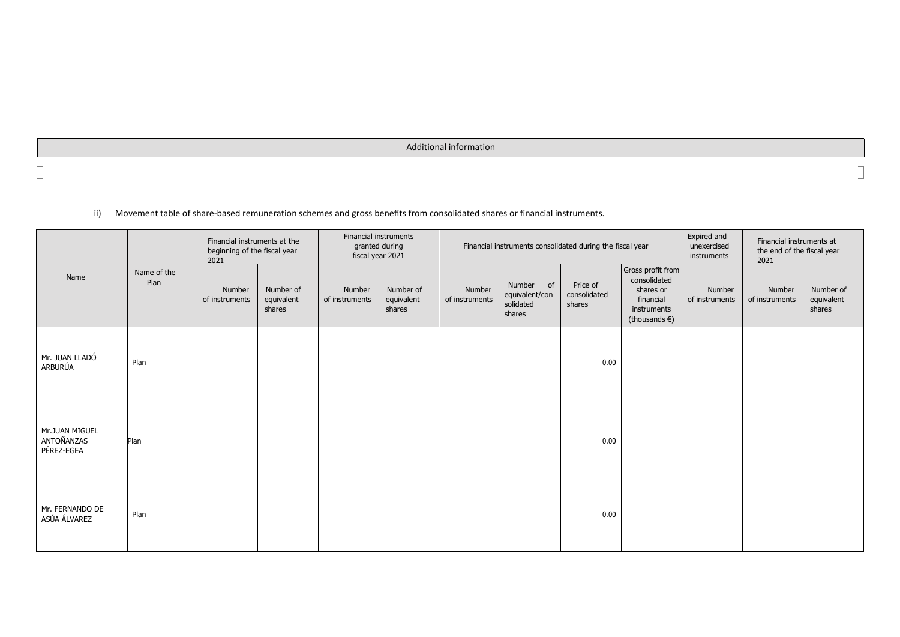| Additional information |
|---|
| |

ii) Movement table of share-based remuneration schemes and gross benefits from consolidated shares or financial instruments.

| Name | Name of the Plan | Financial instruments at the beginning of the fiscal year 2021 | | Financial instruments granted during fiscal year 2021 | | Financial instruments consolidated during the fiscal year | | | | Expired and unexercised instruments | Financial instruments at the end of the fiscal year 2021 | |
|---|---|---|---|---|---|---|---|---|---|---|---|---|
| | | Number of instruments | Number of equivalent shares | Number of instruments | Number of equivalent shares | Number of instruments | Number of equivalent/consolidated shares | Price of consolidated shares | Gross profit from consolidated shares or financial instruments (thousands €) | Number of instruments | Number of instruments | Number of equivalent shares |
| Mr. JUAN LLADÓ ARBURÚA | Plan | | | | | | | 0.00 | | | | |
| Mr.JUAN MIGUEL ANTOÑANZAS PÉREZ-EGEA | Plan | | | | | | | 0.00 | | | | |
| Mr. FERNANDO DE ASÚA ÁLVAREZ | Plan | | | | | | | 0.00 | | | | |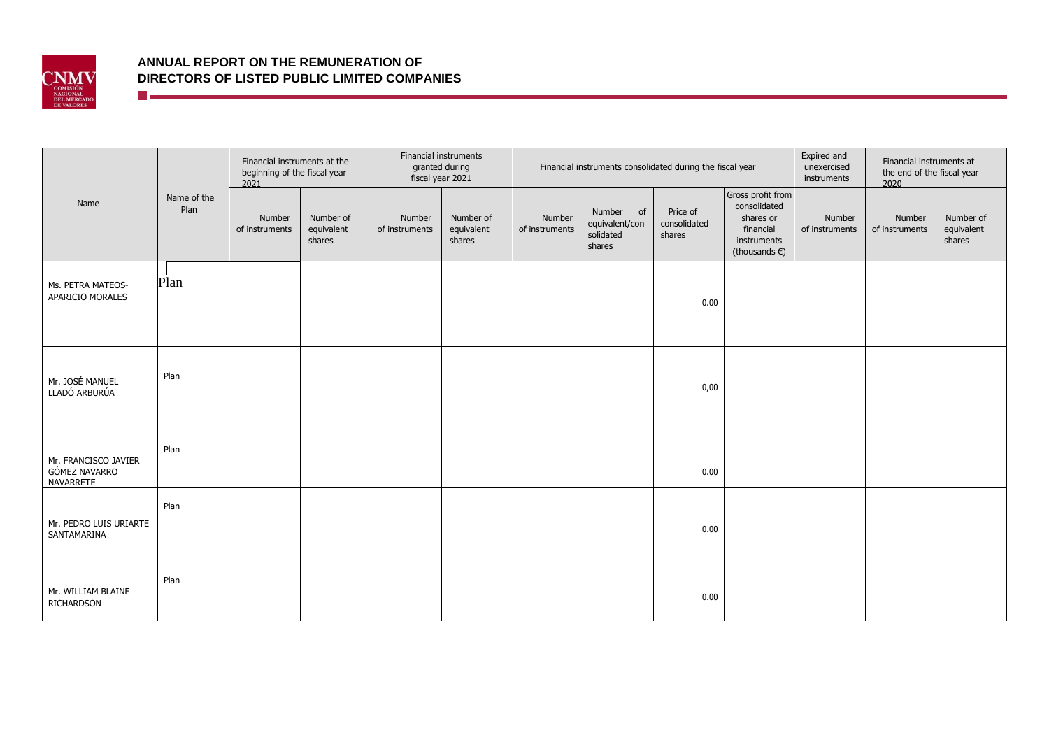# ANNUAL REPORT ON THE REMUNERATION OF DIRECTORS OF LISTED PUBLIC LIMITED COMPANIES

| Name | Name of the Plan | Financial instruments at the beginning of the fiscal year 2021 | | Financial instruments granted during fiscal year 2021 | | Financial instruments consolidated during the fiscal year | | | | Expired and unexercised instruments | Financial instruments at the end of the fiscal year 2020 | |
|---|---|---|---|---|---|---|---|---|---|---|---|---|
| | | Number of instruments | Number of equivalent shares | Number of instruments | Number of equivalent shares | Number of instruments | Number of equivalent/consolidated shares | Price of consolidated shares | Gross profit from consolidated shares or financial instruments (thousands €) | Number of instruments | Number of instruments | Number of equivalent shares |
| Ms. PETRA MATEOS-APARICIO MORALES | Plan | | | | | | | 0.00 | | | | |
| Mr. JOSÉ MANUEL LLADÓ ARBURÚA | Plan | | | | | | | 0,00 | | | | |
| Mr. FRANCISCO JAVIER GÓMEZ NAVARRO NAVARRETE | Plan | | | | | | | 0.00 | | | | |
| Mr. PEDRO LUIS URIARTE SANTAMARINA | Plan | | | | | | | 0.00 | | | | |
| Mr. WILLIAM BLAINE RICHARDSON | Plan | | | | | | | 0.00 | | | | |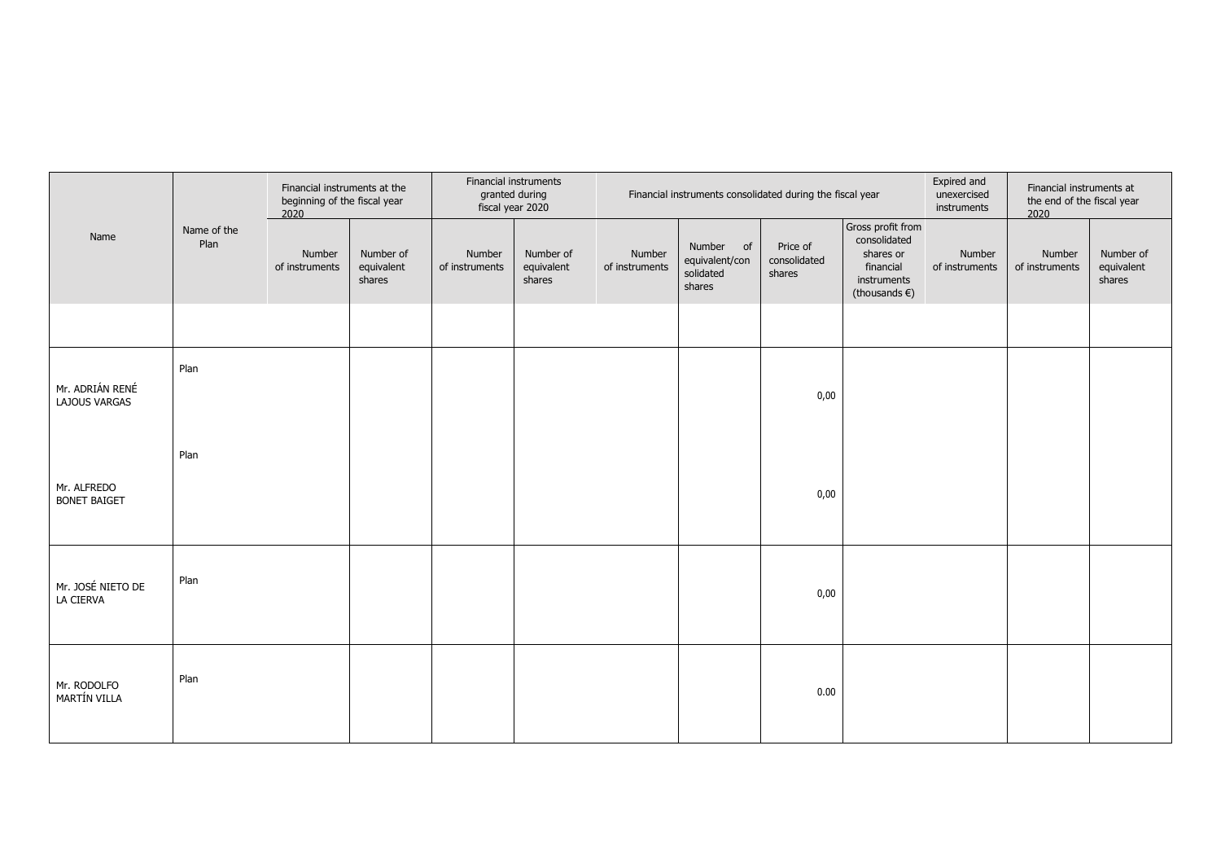| Name | Name of the Plan | Financial instruments at the beginning of the fiscal year 2020 | | Financial instruments granted during fiscal year 2020 | | Financial instruments consolidated during the fiscal year | | | | Expired and unexercised instruments | Financial instruments at the end of the fiscal year 2020 | |
|---|---|---|---|---|---|---|---|---|---|---|---|---|
| | | Number of instruments | Number of equivalent shares | Number of instruments | Number of equivalent shares | Number of instruments | Number of equivalent/consolidated shares | Price of consolidated shares | Gross profit from consolidated shares or financial instruments (thousands €) | Number of instruments | Number of instruments | Number of equivalent shares |
| | | | | | | | | | | | | |
| Mr. ADRIÁN RENÉ LAJOUS VARGAS | Plan | | | | | | | 0,00 | | | | |
| Mr. ALFREDO BONET BAIGET | Plan | | | | | | | 0,00 | | | | |
| Mr. JOSÉ NIETO DE LA CIERVA | Plan | | | | | | | 0,00 | | | | |
| Mr. RODOLFO MARTÍN VILLA | Plan | | | | | | | 0.00 | | | | |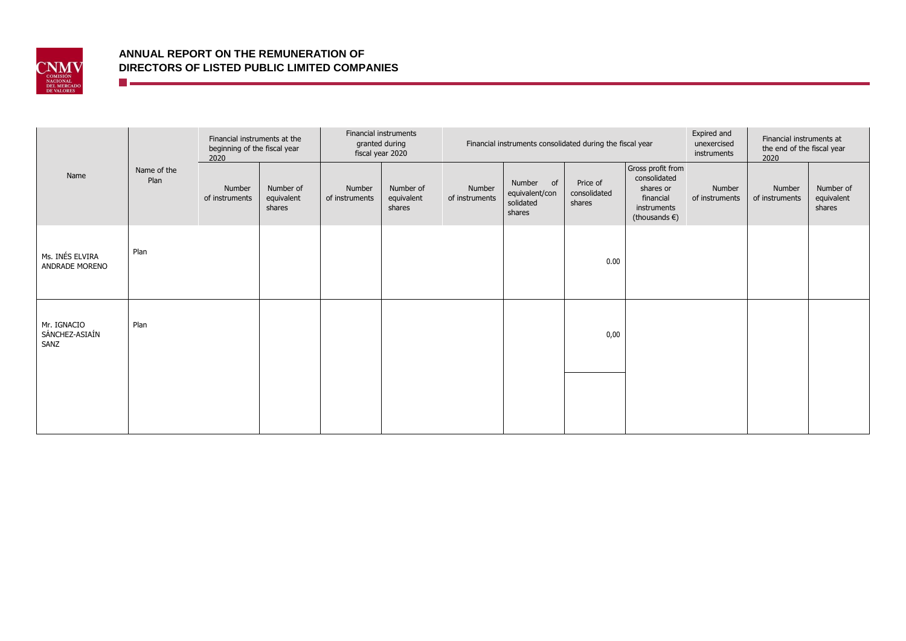| Name | Name of the Plan | Financial instruments at the beginning of the fiscal year 2020 | | Financial instruments granted during fiscal year 2020 | | Financial instruments consolidated during the fiscal year | | | | Expired and unexercised instruments | Financial instruments at the end of the fiscal year 2020 | |
|---|---|---|---|---|---|---|---|---|---|---|---|---|
| | | Number of instruments | Number of equivalent shares | Number of instruments | Number of equivalent shares | Number of instruments | Number of equivalent/consolidated shares | Price of consolidated shares | Gross profit from consolidated shares or financial instruments (thousands €) | Number of instruments | Number of instruments | Number of equivalent shares |
| Ms. INÉS ELVIRA ANDRADE MORENO | Plan | | | | | | | 0.00 | | | | |
| Mr. IGNACIO SÁNCHEZ-ASIAÍN SANZ | Plan | | | | | | | 0,00 | | | | |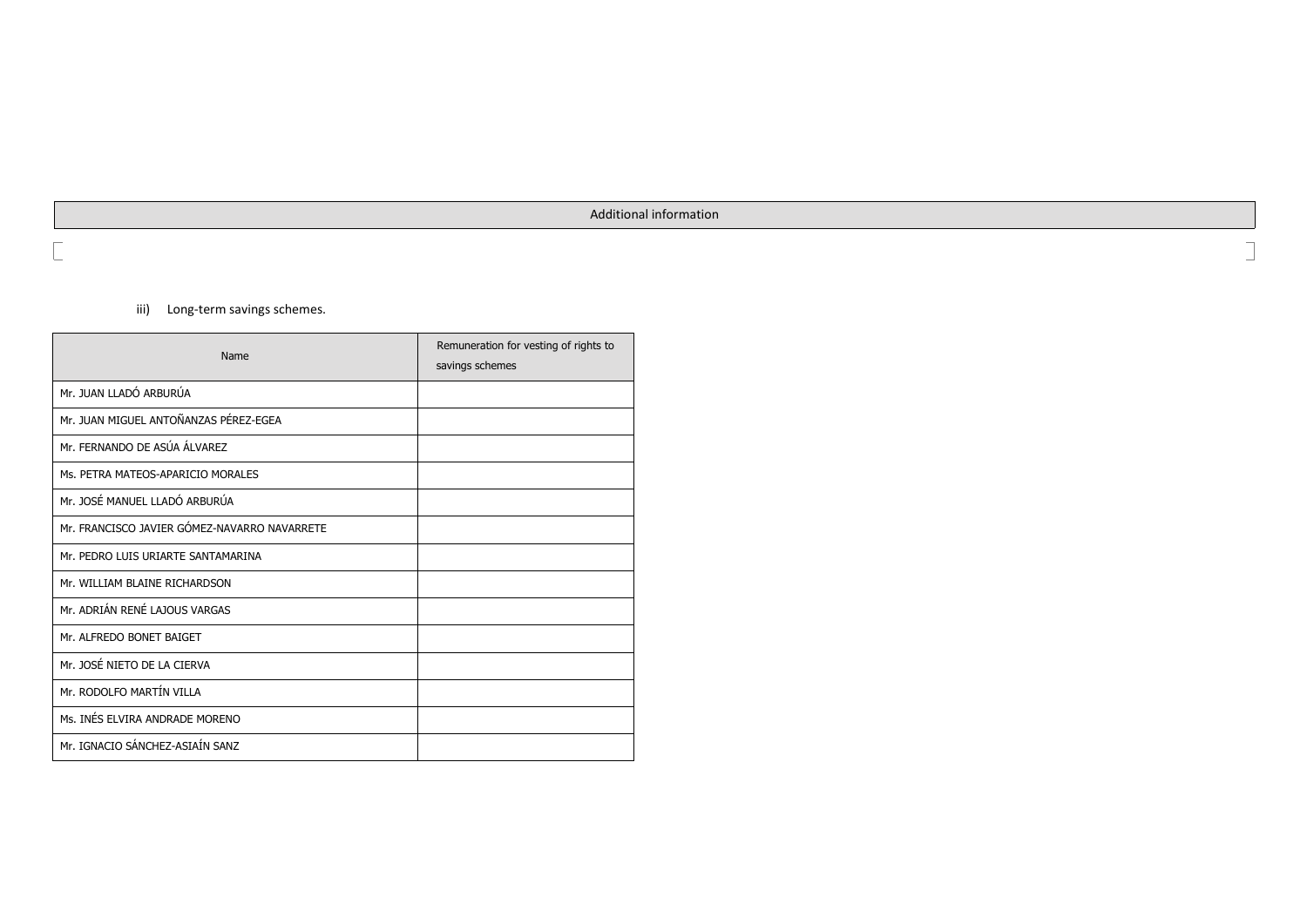| Additional information |
| --- |
| |

iii) Long-term savings schemes.

| Name | Remuneration for vesting of rights to savings schemes |
| --- | --- |
| Mr. JUAN LLADÓ ARBURÚA | |
| Mr. JUAN MIGUEL ANTOÑANZAS PÉREZ-EGEA | |
| Mr. FERNANDO DE ASÚA ÁLVAREZ | |
| Ms. PETRA MATEOS-APARICIO MORALES | |
| Mr. JOSÉ MANUEL LLADÓ ARBURÚA | |
| Mr. FRANCISCO JAVIER GÓMEZ-NAVARRO NAVARRETE | |
| Mr. PEDRO LUIS URIARTE SANTAMARINA | |
| Mr. WILLIAM BLAINE RICHARDSON | |
| Mr. ADRIÁN RENÉ LAJOUS VARGAS | |
| Mr. ALFREDO BONET BAIGET | |
| Mr. JOSÉ NIETO DE LA CIERVA | |
| Mr. RODOLFO MARTÍN VILLA | |
| Ms. INÉS ELVIRA ANDRADE MORENO | |
| Mr. IGNACIO SÁNCHEZ-ASIAÍN SANZ | |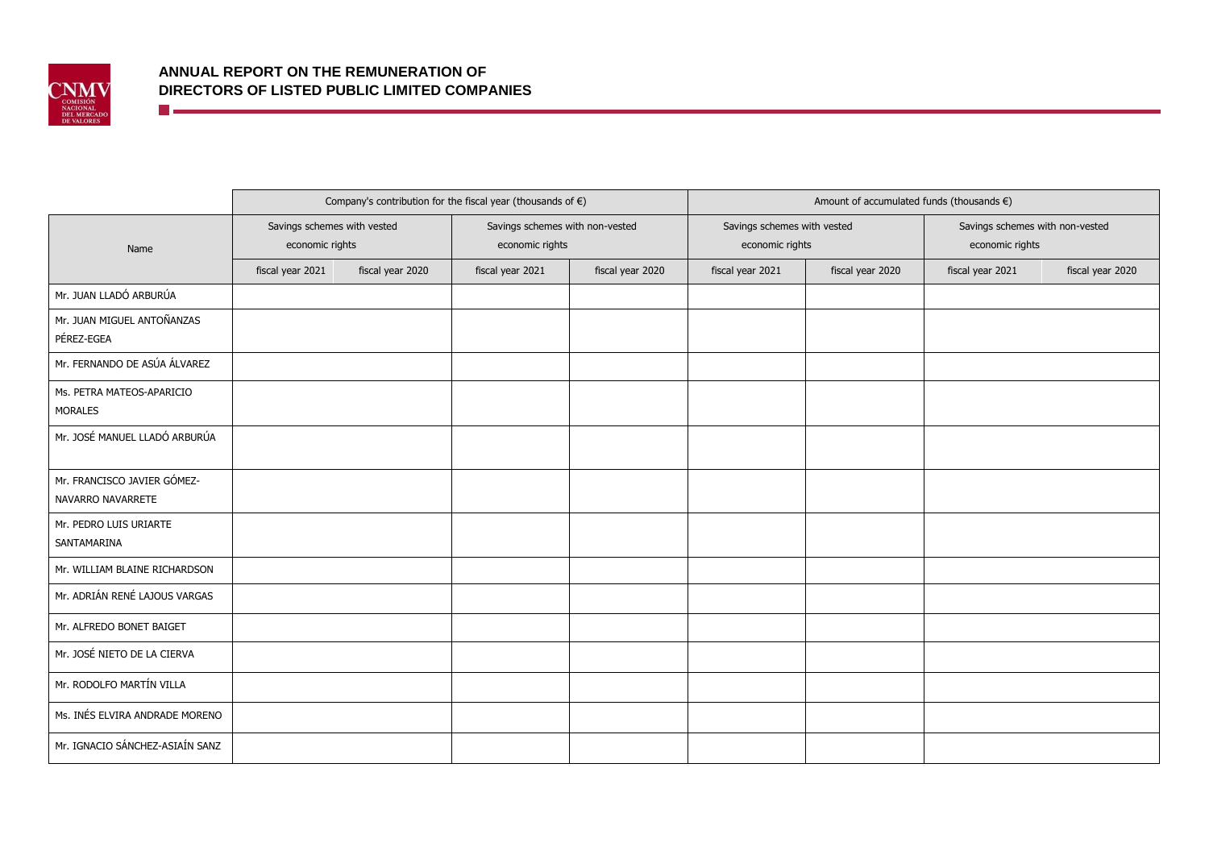# ANNUAL REPORT ON THE REMUNERATION OF DIRECTORS OF LISTED PUBLIC LIMITED COMPANIES

| Name | Company's contribution for the fiscal year (thousands of €) | | | | Amount of accumulated funds (thousands €) | | | |
|---|---|---|---|---|---|---|---|---|
| | Savings schemes with vested economic rights | | Savings schemes with non-vested economic rights | | Savings schemes with vested economic rights | | Savings schemes with non-vested economic rights | |
| | fiscal year 2021 | fiscal year 2020 | fiscal year 2021 | fiscal year 2020 | fiscal year 2021 | fiscal year 2020 | fiscal year 2021 | fiscal year 2020 |
| Mr. JUAN LLADÓ ARBURÚA | | | | | | | | |
| Mr. JUAN MIGUEL ANTOÑANZAS PÉREZ-EGEA | | | | | | | | |
| Mr. FERNANDO DE ASÚA ÁLVAREZ | | | | | | | | |
| Ms. PETRA MATEOS-APARICIO MORALES | | | | | | | | |
| Mr. JOSÉ MANUEL LLADÓ ARBURÚA | | | | | | | | |
| Mr. FRANCISCO JAVIER GÓMEZ-NAVARRO NAVARRETE | | | | | | | | |
| Mr. PEDRO LUIS URIARTE SANTAMARINA | | | | | | | | |
| Mr. WILLIAM BLAINE RICHARDSON | | | | | | | | |
| Mr. ADRIÁN RENÉ LAJOUS VARGAS | | | | | | | | |
| Mr. ALFREDO BONET BAIGET | | | | | | | | |
| Mr. JOSÉ NIETO DE LA CIERVA | | | | | | | | |
| Mr. RODOLFO MARTÍN VILLA | | | | | | | | |
| Ms. INÉS ELVIRA ANDRADE MORENO | | | | | | | | |
| Mr. IGNACIO SÁNCHEZ-ASIAÍN SANZ | | | | | | | | |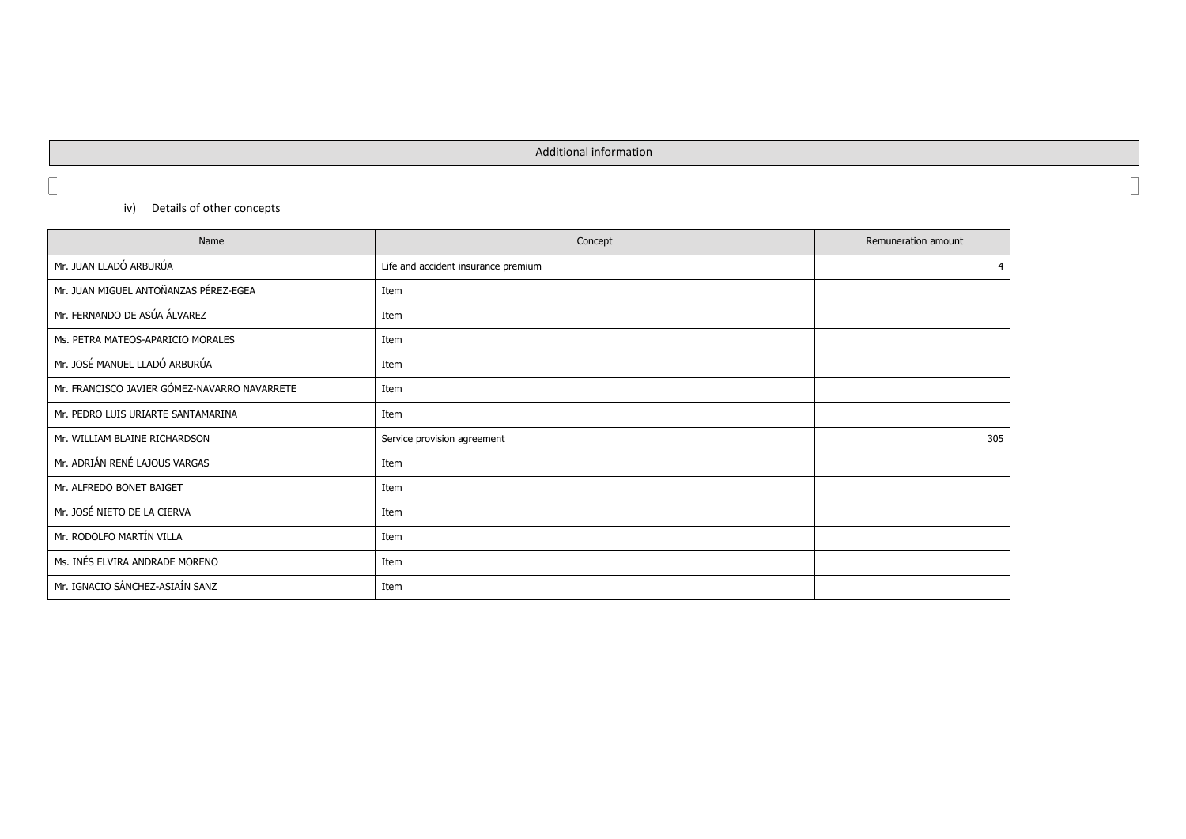Additional information

iv) Details of other concepts

| Name | Concept | Remuneration amount |
| --- | --- | --- |
| Mr. JUAN LLADÓ ARBURÚA | Life and accident insurance premium | 4 |
| Mr. JUAN MIGUEL ANTOÑANZAS PÉREZ-EGEA | Item | |
| Mr. FERNANDO DE ASÚA ÁLVAREZ | Item | |
| Ms. PETRA MATEOS-APARICIO MORALES | Item | |
| Mr. JOSÉ MANUEL LLADÓ ARBURÚA | Item | |
| Mr. FRANCISCO JAVIER GÓMEZ-NAVARRO NAVARRETE | Item | |
| Mr. PEDRO LUIS URIARTE SANTAMARINA | Item | |
| Mr. WILLIAM BLAINE RICHARDSON | Service provision agreement | 305 |
| Mr. ADRIÁN RENÉ LAJOUS VARGAS | Item | |
| Mr. ALFREDO BONET BAIGET | Item | |
| Mr. JOSÉ NIETO DE LA CIERVA | Item | |
| Mr. RODOLFO MARTÍN VILLA | Item | |
| Ms. INÉS ELVIRA ANDRADE MORENO | Item | |
| Mr. IGNACIO SÁNCHEZ-ASIAÍN SANZ | Item | |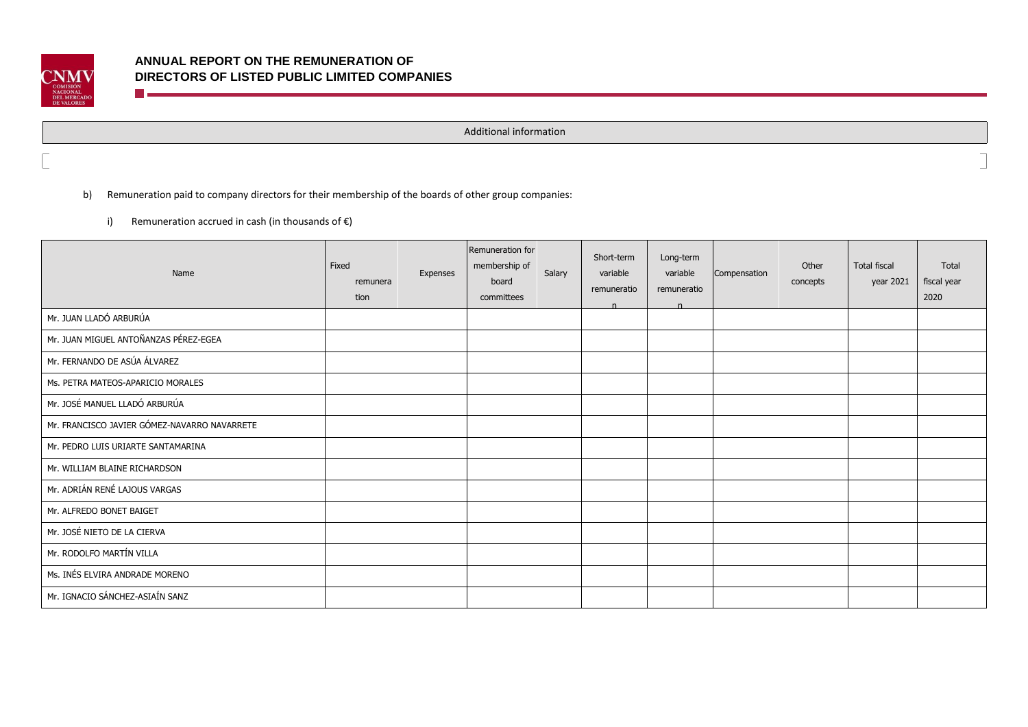| Additional information |
|---|
| |

b) Remuneration paid to company directors for their membership of the boards of other group companies:

i) Remuneration accrued in cash (in thousands of €)

| Name | Fixed remuneration | Expenses | Remuneration for membership of board committees | Salary | Short-term variable remuneration | Long-term variable remuneration | Compensation | Other concepts | Total fiscal year 2021 | Total fiscal year 2020 |
|---|---|---|---|---|---|---|---|---|---|---|
| Mr. JUAN LLADÓ ARBURÚA | | | | | | | | | | |
| Mr. JUAN MIGUEL ANTOÑANZAS PÉREZ-EGEA | | | | | | | | | | |
| Mr. FERNANDO DE ASÚA ÁLVAREZ | | | | | | | | | | |
| Ms. PETRA MATEOS-APARICIO MORALES | | | | | | | | | | |
| Mr. JOSÉ MANUEL LLADÓ ARBURÚA | | | | | | | | | | |
| Mr. FRANCISCO JAVIER GÓMEZ-NAVARRO NAVARRETE | | | | | | | | | | |
| Mr. PEDRO LUIS URIARTE SANTAMARINA | | | | | | | | | | |
| Mr. WILLIAM BLAINE RICHARDSON | | | | | | | | | | |
| Mr. ADRIÁN RENÉ LAJOUS VARGAS | | | | | | | | | | |
| Mr. ALFREDO BONET BAIGET | | | | | | | | | | |
| Mr. JOSÉ NIETO DE LA CIERVA | | | | | | | | | | |
| Mr. RODOLFO MARTÍN VILLA | | | | | | | | | | |
| Ms. INÉS ELVIRA ANDRADE MORENO | | | | | | | | | | |
| Mr. IGNACIO SÁNCHEZ-ASIAÍN SANZ | | | | | | | | | | |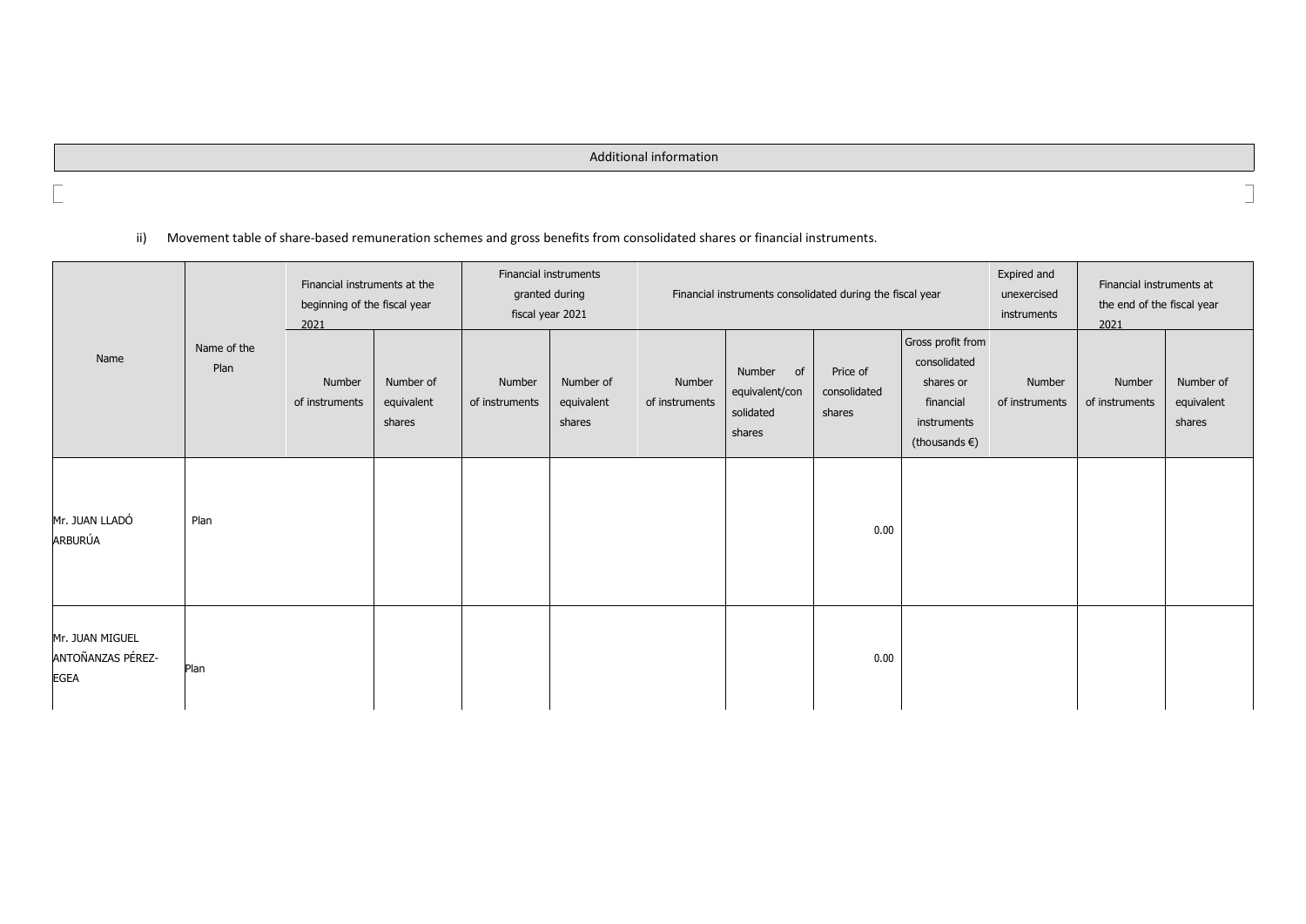Additional information

ii) Movement table of share-based remuneration schemes and gross benefits from consolidated shares or financial instruments.

| Name | Name of the Plan | Financial instruments at the beginning of the fiscal year 2021 | | Financial instruments granted during fiscal year 2021 | | Financial instruments consolidated during the fiscal year | | | | Expired and unexercised instruments | Financial instruments at the end of the fiscal year 2021 | |
|---|---|---|---|---|---|---|---|---|---|---|---|---|
| | | Number of instruments | Number of equivalent shares | Number of instruments | Number of equivalent shares | Number of instruments | Number of equivalent/consolidated shares | Price of consolidated shares | Gross profit from consolidated shares or financial instruments (thousands €) | Number of instruments | Number of instruments | Number of equivalent shares |
| Mr. JUAN LLADÓ ARBURÚA | Plan | | | | | | | 0.00 | | | | |
| Mr. JUAN MIGUEL ANTOÑANZAS PÉREZ-EGEA | Plan | | | | | | | 0.00 | | | | |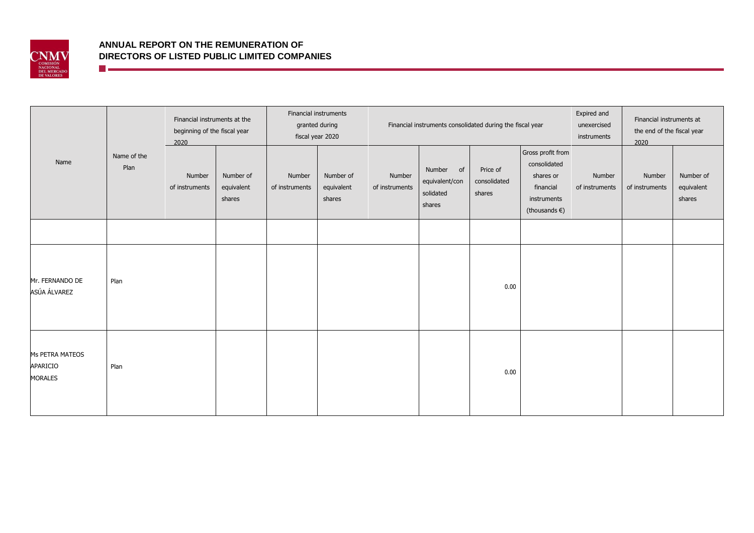| Name | Name of the Plan | Financial instruments at the beginning of the fiscal year 2020 | | Financial instruments granted during fiscal year 2020 | | Financial instruments consolidated during the fiscal year | | | | Expired and unexercised instruments | Financial instruments at the end of the fiscal year 2020 | |
|---|---|---|---|---|---|---|---|---|---|---|---|---|
| | | Number of instruments | Number of equivalent shares | Number of instruments | Number of equivalent shares | Number of instruments | Number of equivalent/consolidated shares | Price of consolidated shares | Gross profit from consolidated shares or financial instruments (thousands €) | Number of instruments | Number of instruments | Number of equivalent shares |
| | | | | | | | | | | | | |
| Mr. FERNANDO DE ASÚA ÁLVAREZ | Plan | | | | | | | 0.00 | | | | |
| Ms PETRA MATEOS APARICIO MORALES | Plan | | | | | | | 0.00 | | | | |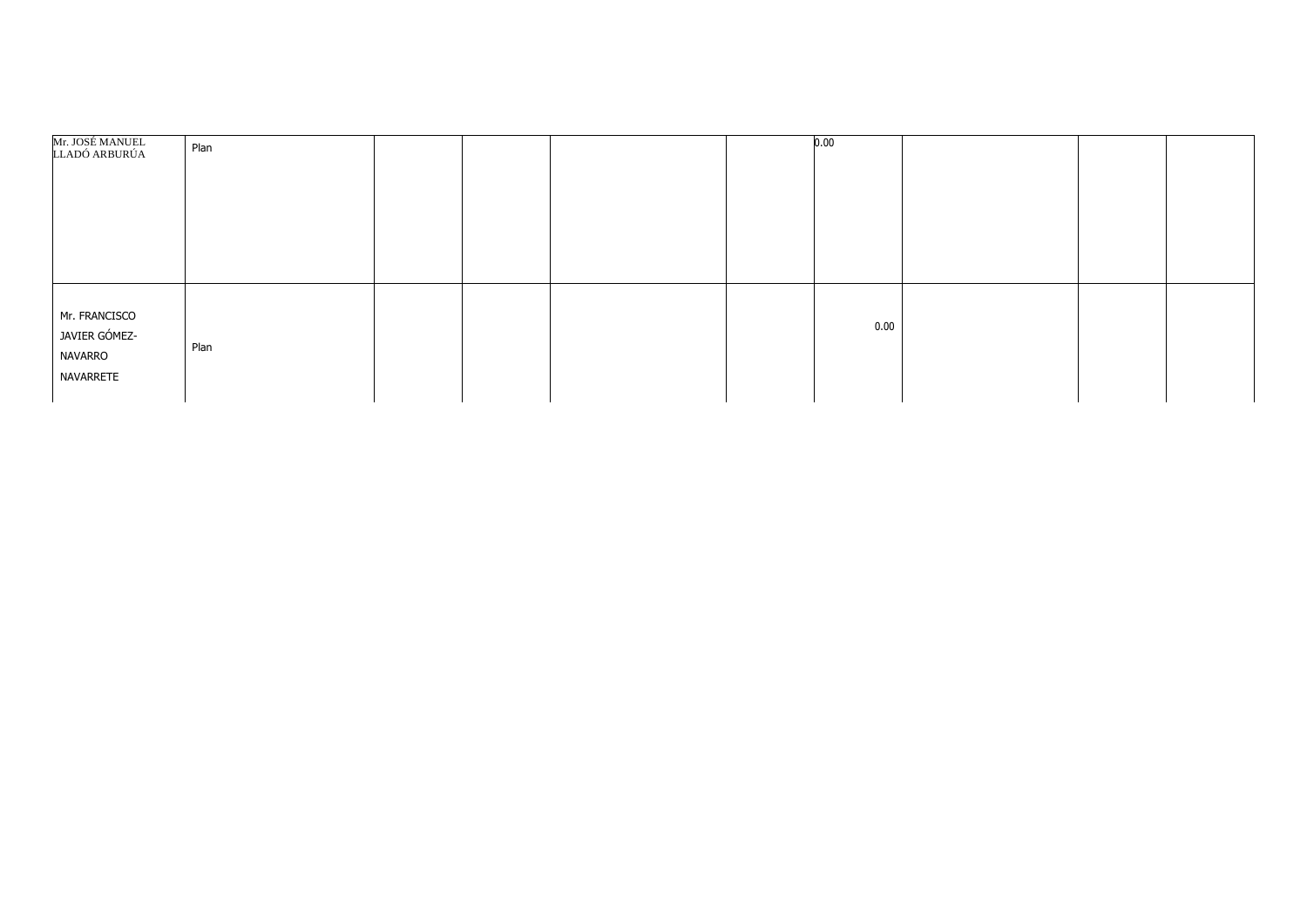| | | | | | | | | | |
|---|---|---|---|---|---|---|---|---|---|
| Mr. JOSÉ MANUEL LLADÓ ARBURÚA | Plan | | | | | 0.00 | | | |
| Mr. FRANCISCO JAVIER GÓMEZ-NAVARRO NAVARRETE | Plan | | | | | 0.00 | | | |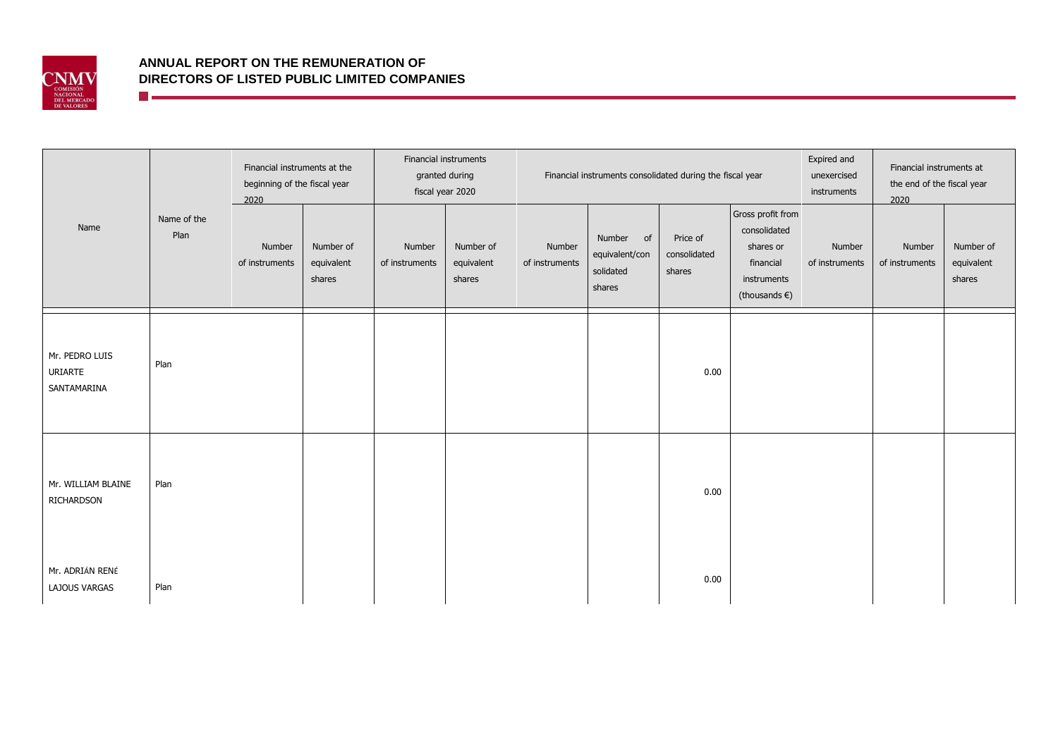| Name | Name of the Plan | Financial instruments at the beginning of the fiscal year 2020 | | Financial instruments granted during fiscal year 2020 | | Financial instruments consolidated during the fiscal year | | | | Expired and unexercised instruments | Financial instruments at the end of the fiscal year 2020 | |
|---|---|---|---|---|---|---|---|---|---|---|---|---|
| | | Number of instruments | Number of equivalent shares | Number of instruments | Number of equivalent shares | Number of instruments | Number of equivalent/consolidated shares | Price of consolidated shares | Gross profit from consolidated shares or financial instruments (thousands €) | Number of instruments | Number of instruments | Number of equivalent shares |
| Mr. PEDRO LUIS URIARTE SANTAMARINA | Plan | | | | | | | 0.00 | | | | |
| Mr. WILLIAM BLAINE RICHARDSON | Plan | | | | | | | 0.00 | | | | |
| Mr. ADRIÁN RENÉ LAJOUS VARGAS | Plan | | | | | | | 0.00 | | | | |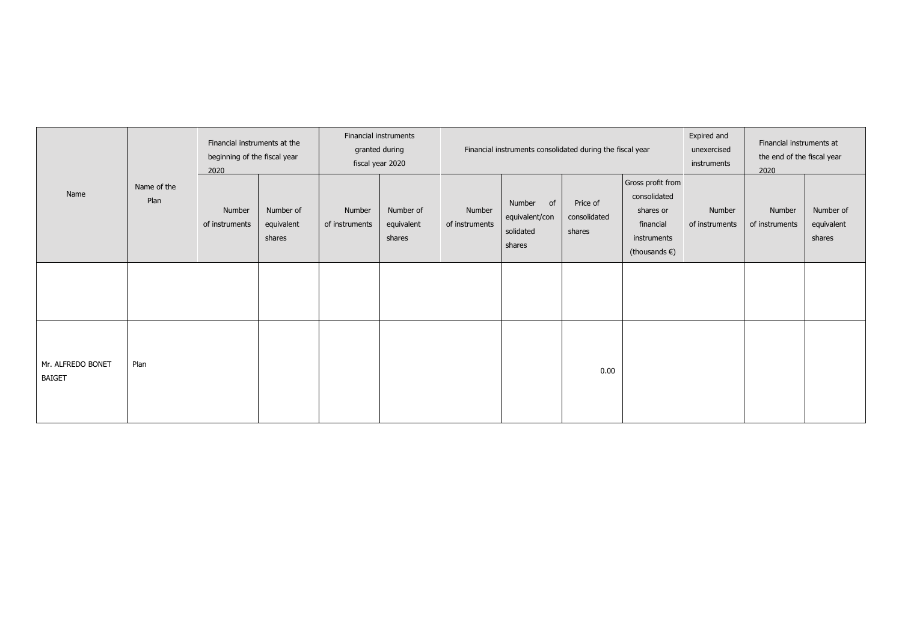| Name | Name of the Plan | Financial instruments at the beginning of the fiscal year 2020 | | Financial instruments granted during fiscal year 2020 | | Financial instruments consolidated during the fiscal year | | | | Expired and unexercised instruments | Financial instruments at the end of the fiscal year 2020 | |
|---|---|---|---|---|---|---|---|---|---|---|---|---|
| | | Number of instruments | Number of equivalent shares | Number of instruments | Number of equivalent shares | Number of instruments | Number of equivalent/consolidated shares | Price of consolidated shares | Gross profit from consolidated shares or financial instruments (thousands €) | Number of instruments | Number of instruments | Number of equivalent shares |
| | | | | | | | | | | | | |
| Mr. ALFREDO BONET BAIGET | Plan | | | | | | | 0.00 | | | | |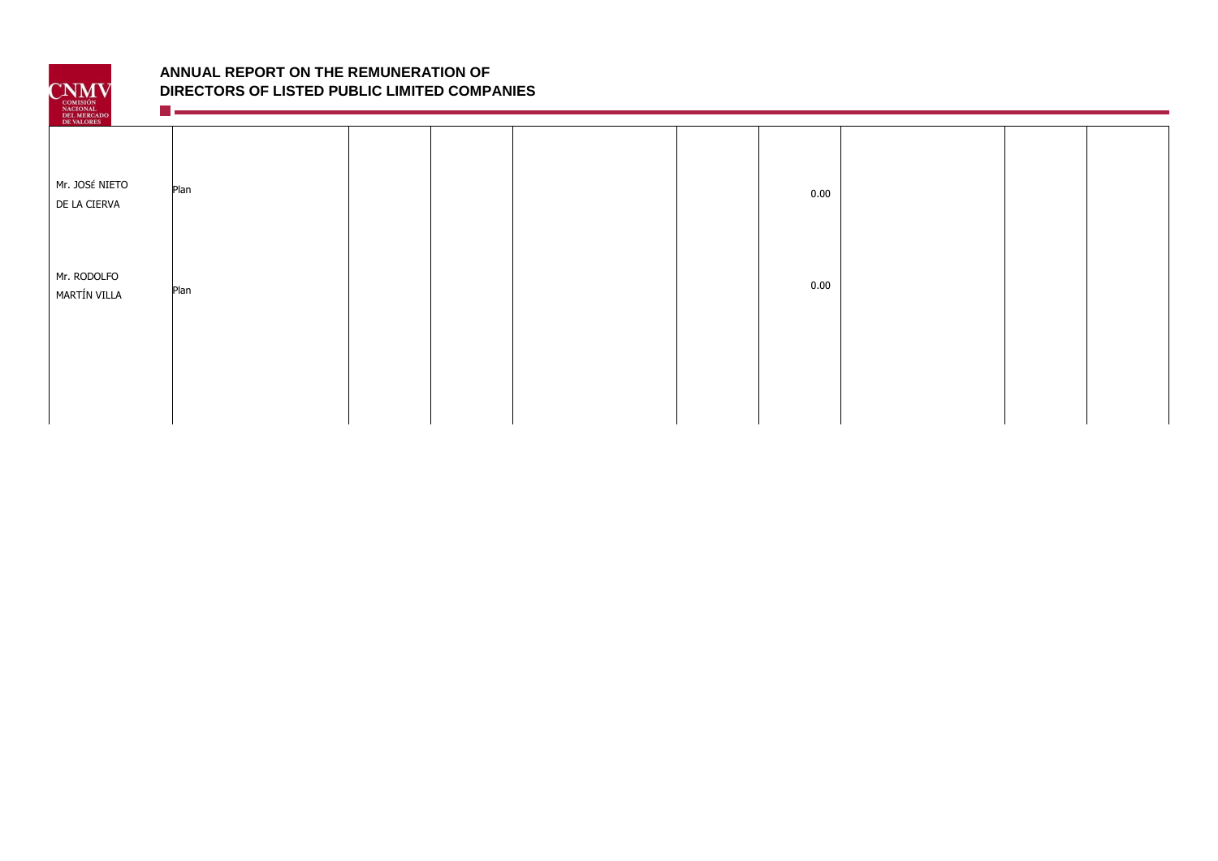|  |  |  |  |  |  |  |  |  |  |
|---|---|---|---|---|---|---|---|---|---|
| Mr. JOSÉ NIETO DE LA CIERVA | Plan |  |  |  |  | 0.00 |  |  |  |
| Mr. RODOLFO MARTÍN VILLA | Plan |  |  |  |  | 0.00 |  |  |  |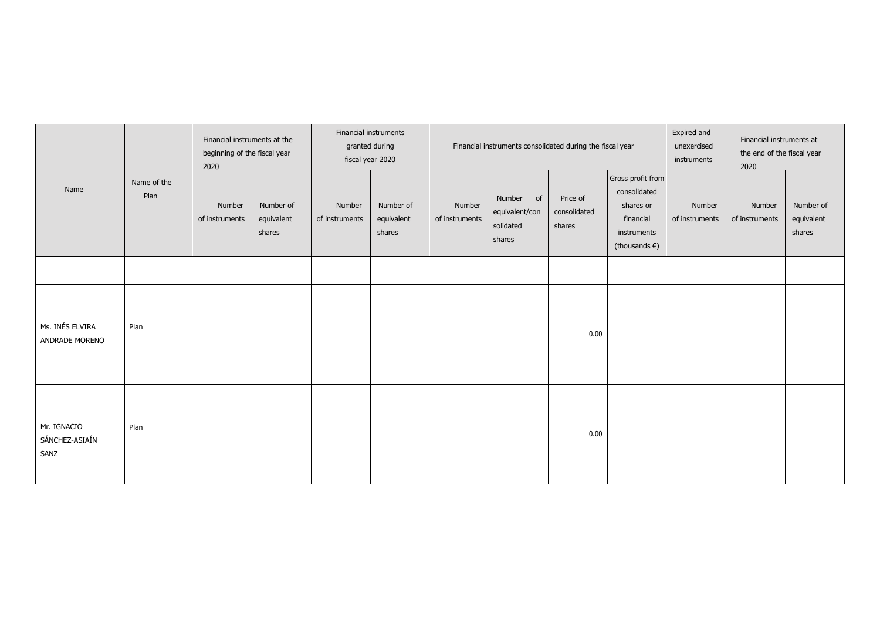| Name | Name of the Plan | Financial instruments at the beginning of the fiscal year 2020 | | Financial instruments granted during fiscal year 2020 | | Financial instruments consolidated during the fiscal year | | | | Expired and unexercised instruments | Financial instruments at the end of the fiscal year 2020 | |
|---|---|---|---|---|---|---|---|---|---|---|---|---|
| | | Number of instruments | Number of equivalent shares | Number of instruments | Number of equivalent shares | Number of instruments | Number of equivalent/consolidated shares | Price of consolidated shares | Gross profit from consolidated shares or financial instruments (thousands €) | Number of instruments | Number of instruments | Number of equivalent shares |
| | | | | | | | | | | | | |
| Ms. INÉS ELVIRA ANDRADE MORENO | Plan | | | | | | | 0.00 | | | | |
| Mr. IGNACIO SÁNCHEZ-ASIAÍN SANZ | Plan | | | | | | | 0.00 | | | | |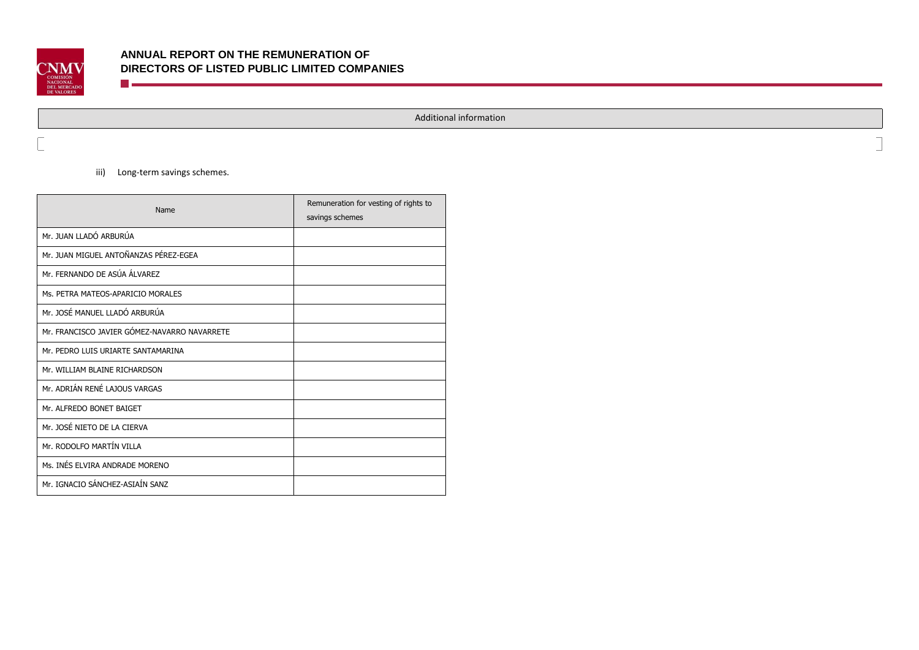Additional information

iii) Long-term savings schemes.

| Name | Remuneration for vesting of rights to savings schemes |
| --- | --- |
| Mr. JUAN LLADÓ ARBURÚA | |
| Mr. JUAN MIGUEL ANTOÑANZAS PÉREZ-EGEA | |
| Mr. FERNANDO DE ASÚA ÁLVAREZ | |
| Ms. PETRA MATEOS-APARICIO MORALES | |
| Mr. JOSÉ MANUEL LLADÓ ARBURÚA | |
| Mr. FRANCISCO JAVIER GÓMEZ-NAVARRO NAVARRETE | |
| Mr. PEDRO LUIS URIARTE SANTAMARINA | |
| Mr. WILLIAM BLAINE RICHARDSON | |
| Mr. ADRIÁN RENÉ LAJOUS VARGAS | |
| Mr. ALFREDO BONET BAIGET | |
| Mr. JOSÉ NIETO DE LA CIERVA | |
| Mr. RODOLFO MARTÍN VILLA | |
| Ms. INÉS ELVIRA ANDRADE MORENO | |
| Mr. IGNACIO SÁNCHEZ-ASIAÍN SANZ | |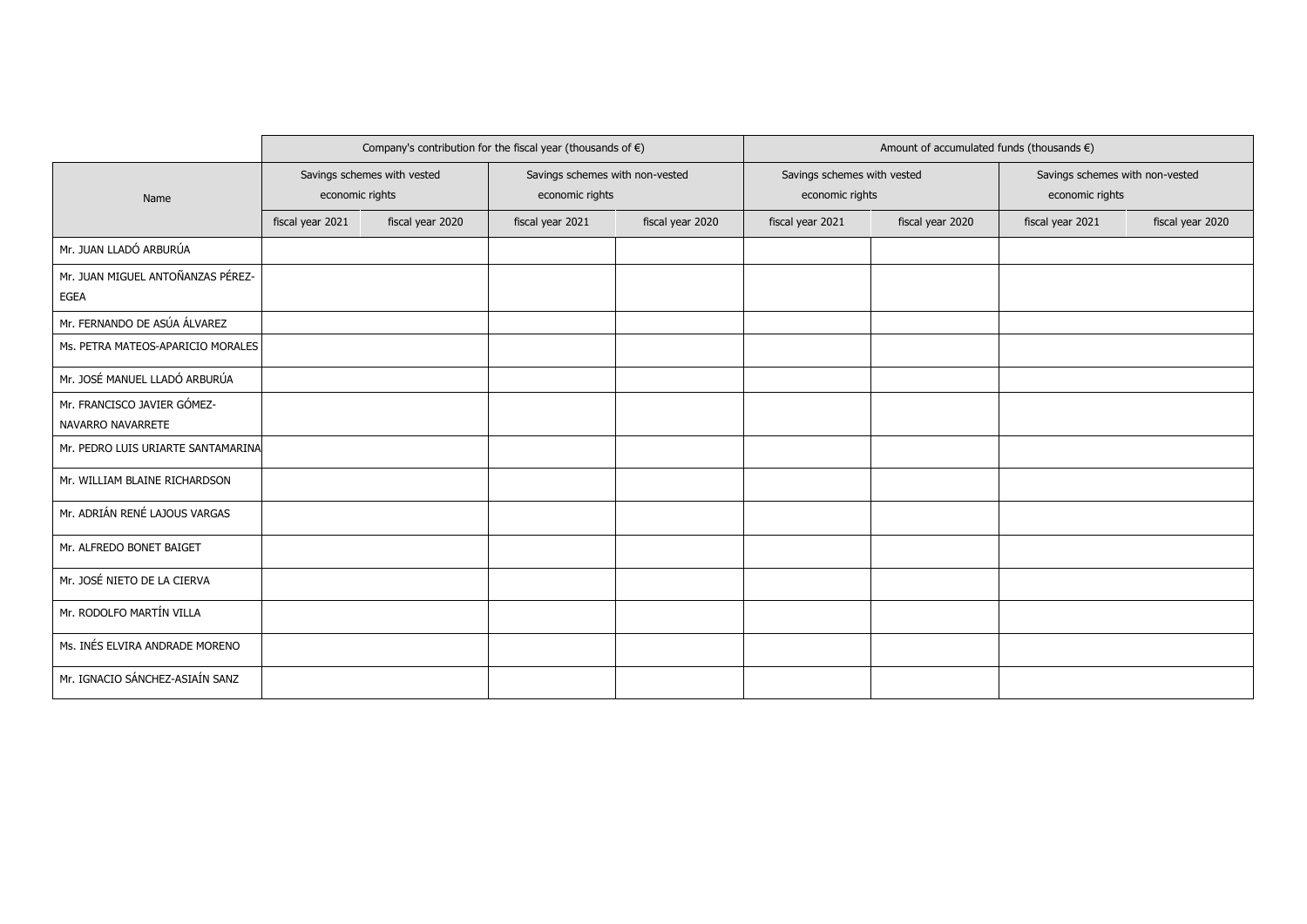| Name | Company's contribution for the fiscal year (thousands of €) | | | | Amount of accumulated funds (thousands €) | | | |
|---|---|---|---|---|---|---|---|---|
| | Savings schemes with vested economic rights | | Savings schemes with non-vested economic rights | | Savings schemes with vested economic rights | | Savings schemes with non-vested economic rights | |
| | fiscal year 2021 | fiscal year 2020 | fiscal year 2021 | fiscal year 2020 | fiscal year 2021 | fiscal year 2020 | fiscal year 2021 | fiscal year 2020 |
| Mr. JUAN LLADÓ ARBURÚA | | | | | | | | |
| Mr. JUAN MIGUEL ANTOÑANZAS PÉREZ-EGEA | | | | | | | | |
| Mr. FERNANDO DE ASÚA ÁLVAREZ | | | | | | | | |
| Ms. PETRA MATEOS-APARICIO MORALES | | | | | | | | |
| Mr. JOSÉ MANUEL LLADÓ ARBURÚA | | | | | | | | |
| Mr. FRANCISCO JAVIER GÓMEZ-NAVARRO NAVARRETE | | | | | | | | |
| Mr. PEDRO LUIS URIARTE SANTAMARINA | | | | | | | | |
| Mr. WILLIAM BLAINE RICHARDSON | | | | | | | | |
| Mr. ADRIÁN RENÉ LAJOUS VARGAS | | | | | | | | |
| Mr. ALFREDO BONET BAIGET | | | | | | | | |
| Mr. JOSÉ NIETO DE LA CIERVA | | | | | | | | |
| Mr. RODOLFO MARTÍN VILLA | | | | | | | | |
| Ms. INÉS ELVIRA ANDRADE MORENO | | | | | | | | |
| Mr. IGNACIO SÁNCHEZ-ASIAÍN SANZ | | | | | | | | |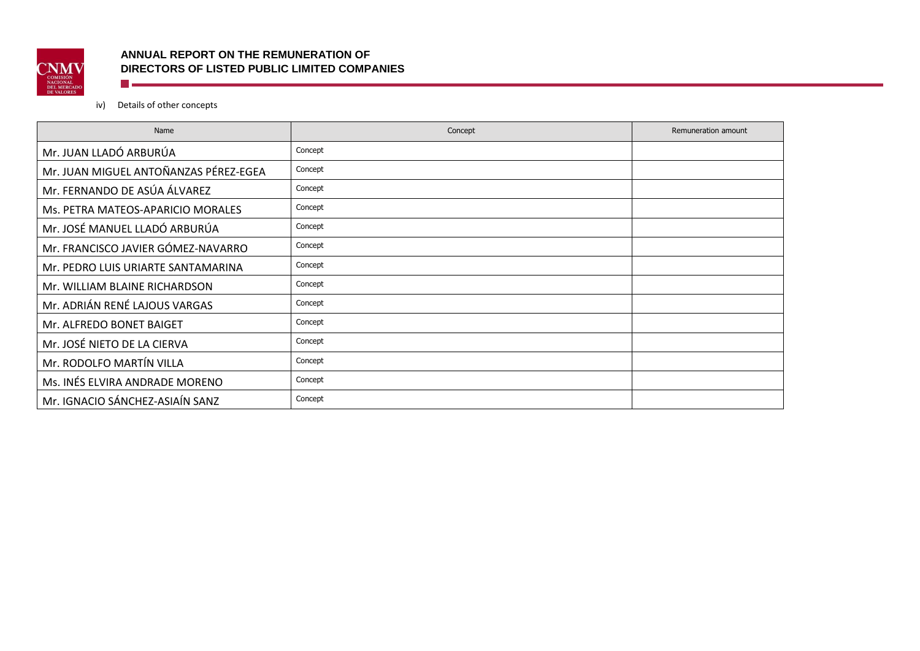iv) Details of other concepts

| Name | Concept | Remuneration amount |
| --- | --- | --- |
| Mr. JUAN LLADÓ ARBURÚA | Concept | |
| Mr. JUAN MIGUEL ANTOÑANZAS PÉREZ-EGEA | Concept | |
| Mr. FERNANDO DE ASÚA ÁLVAREZ | Concept | |
| Ms. PETRA MATEOS-APARICIO MORALES | Concept | |
| Mr. JOSÉ MANUEL LLADÓ ARBURÚA | Concept | |
| Mr. FRANCISCO JAVIER GÓMEZ-NAVARRO | Concept | |
| Mr. PEDRO LUIS URIARTE SANTAMARINA | Concept | |
| Mr. WILLIAM BLAINE RICHARDSON | Concept | |
| Mr. ADRIÁN RENÉ LAJOUS VARGAS | Concept | |
| Mr. ALFREDO BONET BAIGET | Concept | |
| Mr. JOSÉ NIETO DE LA CIERVA | Concept | |
| Mr. RODOLFO MARTÍN VILLA | Concept | |
| Ms. INÉS ELVIRA ANDRADE MORENO | Concept | |
| Mr. IGNACIO SÁNCHEZ-ASIAÍN SANZ | Concept | |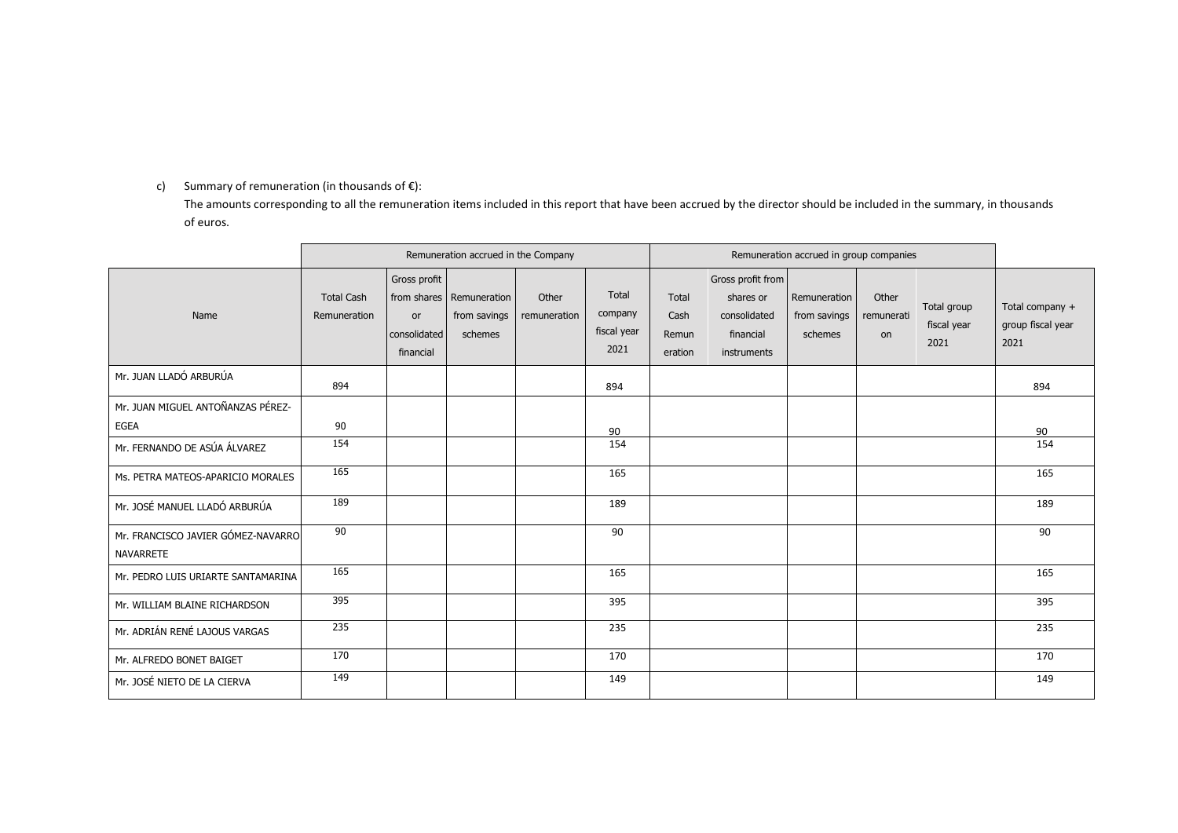c) Summary of remuneration (in thousands of €):

The amounts corresponding to all the remuneration items included in this report that have been accrued by the director should be included in the summary, in thousands of euros.

| Name | Remuneration accrued in the Company | | | | | Remuneration accrued in group companies | | | | | |
|---|---|---|---|---|---|---|---|---|---|---|---|
| | Total Cash Remuneration | Gross profit from shares or consolidated financial | Remuneration from savings schemes | Other remuneration | Total company fiscal year 2021 | Total Cash Remuneration | Gross profit from shares or consolidated financial instruments | Remuneration from savings schemes | Other remuneration | Total group fiscal year 2021 | Total company + group fiscal year 2021 |
| Mr. JUAN LLADÓ ARBURÚA | 894 | | | | 894 | | | | | | 894 |
| Mr. JUAN MIGUEL ANTOÑANZAS PÉREZ-EGEA | 90 | | | | 90 | | | | | | 90 |
| Mr. FERNANDO DE ASÚA ÁLVAREZ | 154 | | | | 154 | | | | | | 154 |
| Ms. PETRA MATEOS-APARICIO MORALES | 165 | | | | 165 | | | | | | 165 |
| Mr. JOSÉ MANUEL LLADÓ ARBURÚA | 189 | | | | 189 | | | | | | 189 |
| Mr. FRANCISCO JAVIER GÓMEZ-NAVARRO NAVARRETE | 90 | | | | 90 | | | | | | 90 |
| Mr. PEDRO LUIS URIARTE SANTAMARINA | 165 | | | | 165 | | | | | | 165 |
| Mr. WILLIAM BLAINE RICHARDSON | 395 | | | | 395 | | | | | | 395 |
| Mr. ADRIÁN RENÉ LAJOUS VARGAS | 235 | | | | 235 | | | | | | 235 |
| Mr. ALFREDO BONET BAIGET | 170 | | | | 170 | | | | | | 170 |
| Mr. JOSÉ NIETO DE LA CIERVA | 149 | | | | 149 | | | | | | 149 |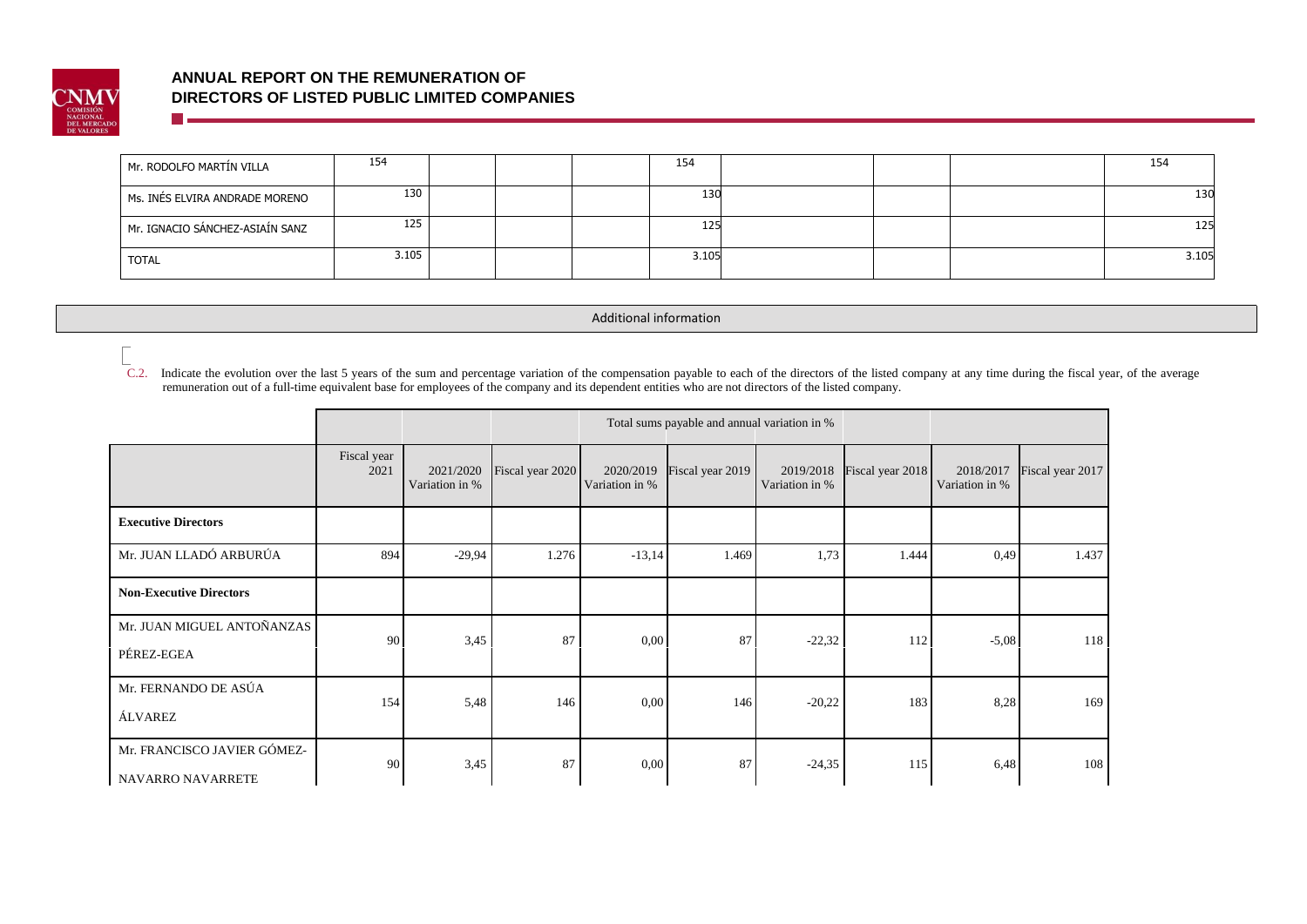| | | | | | | | | | |
|---|---|---|---|---|---|---|---|---|---|
| Mr. RODOLFO MARTÍN VILLA | 154 | | | | 154 | | | | 154 |
| Ms. INÉS ELVIRA ANDRADE MORENO | 130 | | | | 130 | | | | 130 |
| Mr. IGNACIO SÁNCHEZ-ASIAÍN SANZ | 125 | | | | 125 | | | | 125 |
| TOTAL | 3.105 | | | | 3.105 | | | | 3.105 |

Additional information

C.2. Indicate the evolution over the last 5 years of the sum and percentage variation of the compensation payable to each of the directors of the listed company at any time during the fiscal year, of the average remuneration out of a full-time equivalent base for employees of the company and its dependent entities who are not directors of the listed company.

| | Total sums payable and annual variation in % | | | | | | | | |
|---|---|---|---|---|---|---|---|---|---|
| | Fiscal year 2021 | 2021/2020 Variation in % | Fiscal year 2020 | 2020/2019 Variation in % | Fiscal year 2019 | 2019/2018 Variation in % | Fiscal year 2018 | 2018/2017 Variation in % | Fiscal year 2017 |
| **Executive Directors** | | | | | | | | | |
| Mr. JUAN LLADÓ ARBURÚA | 894 | -29,94 | 1.276 | -13,14 | 1.469 | 1,73 | 1.444 | 0,49 | 1.437 |
| **Non-Executive Directors** | | | | | | | | | |
| Mr. JUAN MIGUEL ANTOÑANZAS PÉREZ-EGEA | 90 | 3,45 | 87 | 0,00 | 87 | -22,32 | 112 | -5,08 | 118 |
| Mr. FERNANDO DE ASÚA ÁLVAREZ | 154 | 5,48 | 146 | 0,00 | 146 | -20,22 | 183 | 8,28 | 169 |
| Mr. FRANCISCO JAVIER GÓMEZ-NAVARRO NAVARRETE | 90 | 3,45 | 87 | 0,00 | 87 | -24,35 | 115 | 6,48 | 108 |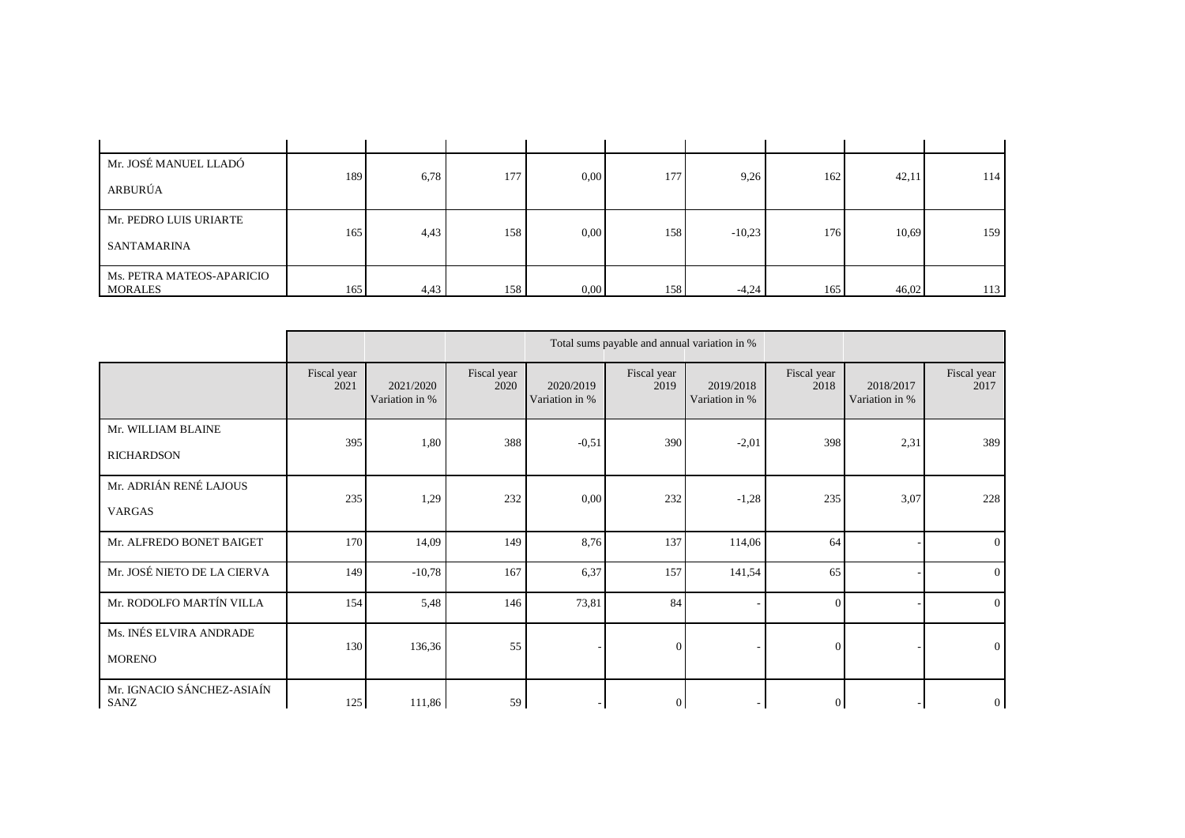| | | | | | | | | | |
|---|---|---|---|---|---|---|---|---|---|
| Mr. JOSÉ MANUEL LLADÓ ARBURÚA | 189 | 6,78 | 177 | 0,00 | 177 | 9,26 | 162 | 42,11 | 114 |
| Mr. PEDRO LUIS URIARTE SANTAMARINA | 165 | 4,43 | 158 | 0,00 | 158 | -10,23 | 176 | 10,69 | 159 |
| Ms. PETRA MATEOS-APARICIO MORALES | 165 | 4,43 | 158 | 0,00 | 158 | -4,24 | 165 | 46,02 | 113 |

| | Total sums payable and annual variation in % | | | | | | | | |
|---|---|---|---|---|---|---|---|---|---|
| | Fiscal year 2021 | 2021/2020 Variation in % | Fiscal year 2020 | 2020/2019 Variation in % | Fiscal year 2019 | 2019/2018 Variation in % | Fiscal year 2018 | 2018/2017 Variation in % | Fiscal year 2017 |
| Mr. WILLIAM BLAINE RICHARDSON | 395 | 1,80 | 388 | -0,51 | 390 | -2,01 | 398 | 2,31 | 389 |
| Mr. ADRIÁN RENÉ LAJOUS VARGAS | 235 | 1,29 | 232 | 0,00 | 232 | -1,28 | 235 | 3,07 | 228 |
| Mr. ALFREDO BONET BAIGET | 170 | 14,09 | 149 | 8,76 | 137 | 114,06 | 64 | - | 0 |
| Mr. JOSÉ NIETO DE LA CIERVA | 149 | -10,78 | 167 | 6,37 | 157 | 141,54 | 65 | - | 0 |
| Mr. RODOLFO MARTÍN VILLA | 154 | 5,48 | 146 | 73,81 | 84 | - | 0 | - | 0 |
| Ms. INÉS ELVIRA ANDRADE MORENO | 130 | 136,36 | 55 | - | 0 | - | 0 | - | 0 |
| Mr. IGNACIO SÁNCHEZ-ASIAÍN SANZ | 125 | 111,86 | 59 | - | 0 | - | 0 | - | 0 |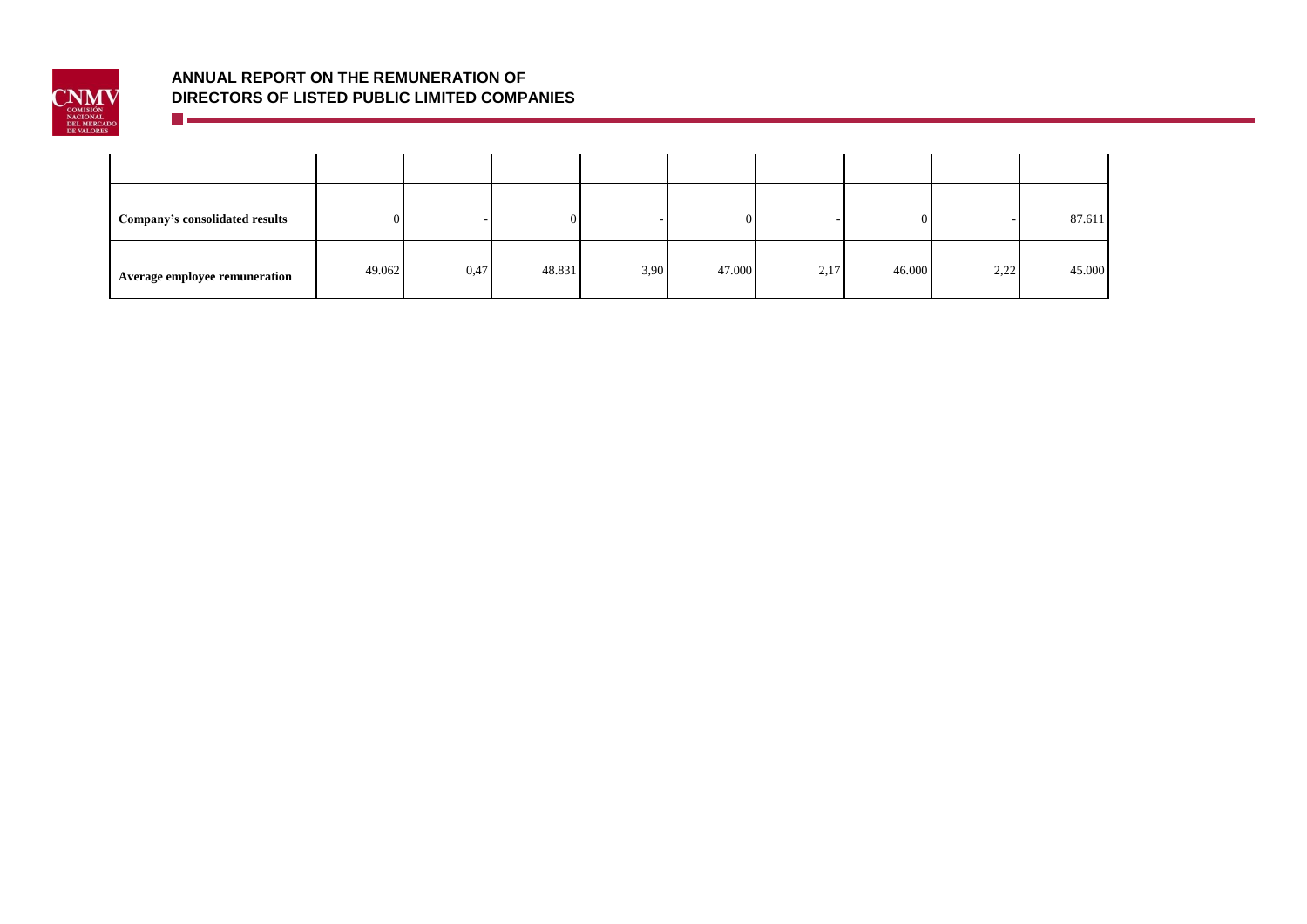| | | | | | | | | | |
|---|---|---|---|---|---|---|---|---|---|
| **Company's consolidated results** | 0 | - | 0 | - | 0 | - | 0 | - | 87.611 |
| **Average employee remuneration** | 49.062 | 0,47 | 48.831 | 3,90 | 47.000 | 2,17 | 46.000 | 2,22 | 45.000 |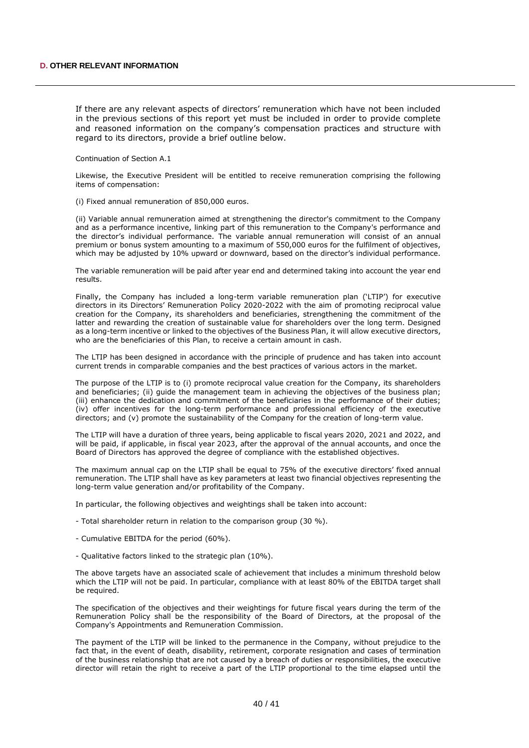## D. OTHER RELEVANT INFORMATION

If there are any relevant aspects of directors' remuneration which have not been included in the previous sections of this report yet must be included in order to provide complete and reasoned information on the company's compensation practices and structure with regard to its directors, provide a brief outline below.

Continuation of Section A.1

Likewise, the Executive President will be entitled to receive remuneration comprising the following items of compensation:

(i) Fixed annual remuneration of 850,000 euros.

(ii) Variable annual remuneration aimed at strengthening the director's commitment to the Company and as a performance incentive, linking part of this remuneration to the Company's performance and the director's individual performance. The variable annual remuneration will consist of an annual premium or bonus system amounting to a maximum of 550,000 euros for the fulfilment of objectives, which may be adjusted by 10% upward or downward, based on the director's individual performance.

The variable remuneration will be paid after year end and determined taking into account the year end results.

Finally, the Company has included a long-term variable remuneration plan ('LTIP') for executive directors in its Directors' Remuneration Policy 2020-2022 with the aim of promoting reciprocal value creation for the Company, its shareholders and beneficiaries, strengthening the commitment of the latter and rewarding the creation of sustainable value for shareholders over the long term. Designed as a long-term incentive or linked to the objectives of the Business Plan, it will allow executive directors, who are the beneficiaries of this Plan, to receive a certain amount in cash.

The LTIP has been designed in accordance with the principle of prudence and has taken into account current trends in comparable companies and the best practices of various actors in the market.

The purpose of the LTIP is to (i) promote reciprocal value creation for the Company, its shareholders and beneficiaries; (ii) guide the management team in achieving the objectives of the business plan; (iii) enhance the dedication and commitment of the beneficiaries in the performance of their duties; (iv) offer incentives for the long-term performance and professional efficiency of the executive directors; and (v) promote the sustainability of the Company for the creation of long-term value.

The LTIP will have a duration of three years, being applicable to fiscal years 2020, 2021 and 2022, and will be paid, if applicable, in fiscal year 2023, after the approval of the annual accounts, and once the Board of Directors has approved the degree of compliance with the established objectives.

The maximum annual cap on the LTIP shall be equal to 75% of the executive directors' fixed annual remuneration. The LTIP shall have as key parameters at least two financial objectives representing the long-term value generation and/or profitability of the Company.

In particular, the following objectives and weightings shall be taken into account:

- Total shareholder return in relation to the comparison group (30 %).

- Cumulative EBITDA for the period (60%).

- Qualitative factors linked to the strategic plan (10%).

The above targets have an associated scale of achievement that includes a minimum threshold below which the LTIP will not be paid. In particular, compliance with at least 80% of the EBITDA target shall be required.

The specification of the objectives and their weightings for future fiscal years during the term of the Remuneration Policy shall be the responsibility of the Board of Directors, at the proposal of the Company's Appointments and Remuneration Commission.

The payment of the LTIP will be linked to the permanence in the Company, without prejudice to the fact that, in the event of death, disability, retirement, corporate resignation and cases of termination of the business relationship that are not caused by a breach of duties or responsibilities, the executive director will retain the right to receive a part of the LTIP proportional to the time elapsed until the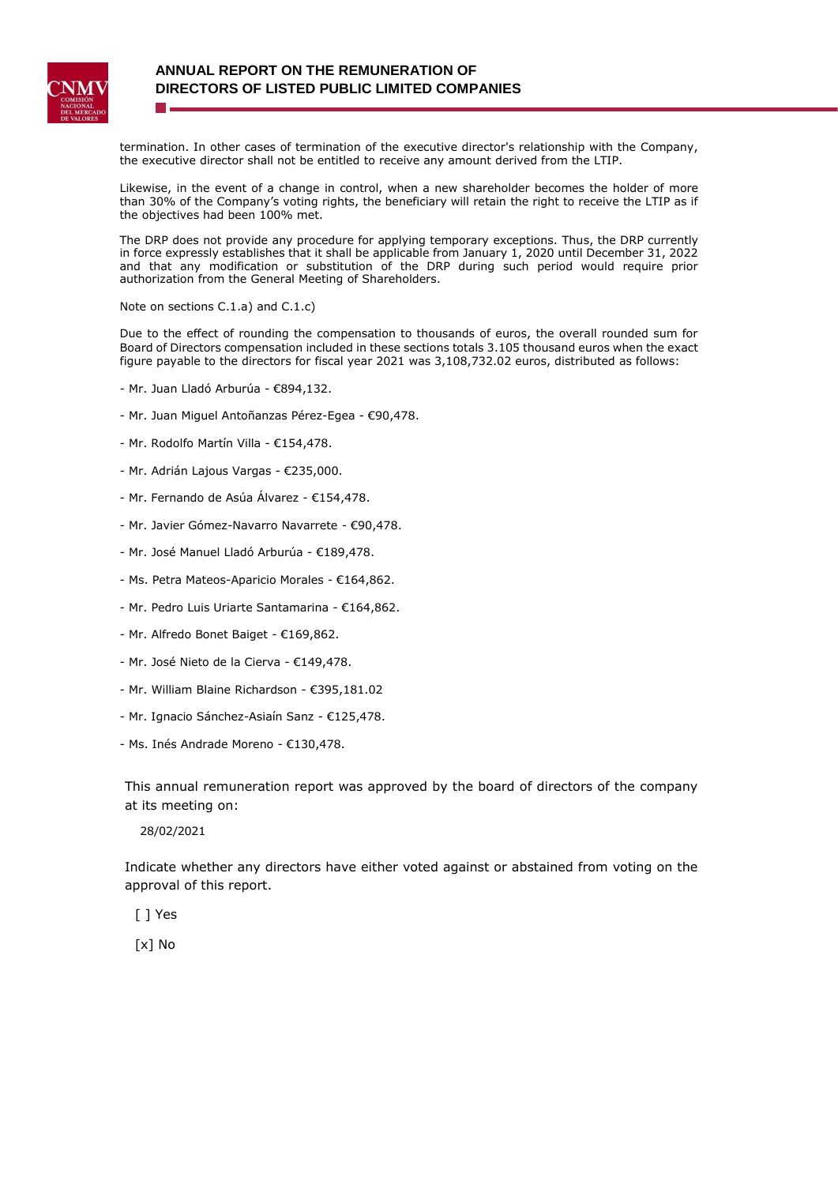termination. In other cases of termination of the executive director's relationship with the Company, the executive director shall not be entitled to receive any amount derived from the LTIP.

Likewise, in the event of a change in control, when a new shareholder becomes the holder of more than 30% of the Company's voting rights, the beneficiary will retain the right to receive the LTIP as if the objectives had been 100% met.

The DRP does not provide any procedure for applying temporary exceptions. Thus, the DRP currently in force expressly establishes that it shall be applicable from January 1, 2020 until December 31, 2022 and that any modification or substitution of the DRP during such period would require prior authorization from the General Meeting of Shareholders.

Note on sections C.1.a) and C.1.c)

Due to the effect of rounding the compensation to thousands of euros, the overall rounded sum for Board of Directors compensation included in these sections totals 3.105 thousand euros when the exact figure payable to the directors for fiscal year 2021 was 3,108,732.02 euros, distributed as follows:

- Mr. Juan Lladó Arburúa - €894,132.

- Mr. Juan Miguel Antoñanzas Pérez-Egea - €90,478.

- Mr. Rodolfo Martín Villa - €154,478.

- Mr. Adrián Lajous Vargas - €235,000.

- Mr. Fernando de Asúa Álvarez - €154,478.

- Mr. Javier Gómez-Navarro Navarrete - €90,478.

- Mr. José Manuel Lladó Arburúa - €189,478.

- Ms. Petra Mateos-Aparicio Morales - €164,862.

- Mr. Pedro Luis Uriarte Santamarina - €164,862.

- Mr. Alfredo Bonet Baiget - €169,862.

- Mr. José Nieto de la Cierva - €149,478.

- Mr. William Blaine Richardson - €395,181.02

- Mr. Ignacio Sánchez-Asiaín Sanz - €125,478.

- Ms. Inés Andrade Moreno - €130,478.

This annual remuneration report was approved by the board of directors of the company at its meeting on:

28/02/2021

Indicate whether any directors have either voted against or abstained from voting on the approval of this report.

[ ] Yes

[x] No